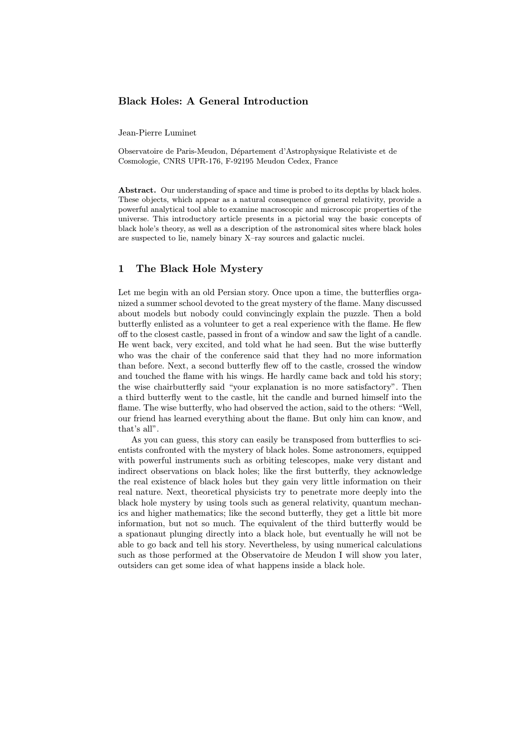# Black Holes: A General Introduction

Jean-Pierre Luminet

Observatoire de Paris-Meudon, Département d'Astrophysique Relativiste et de Cosmologie, CNRS UPR-176, F-92195 Meudon Cedex, France

**Abstract.** Our understanding of space and time is probed to its depths by black holes. These objects, which appear as a natural consequence of general relativity, provide a powerful analytical tool able to examine macroscopic and microscopic properties of the universe. This introductory article presents in a pictorial way the basic concepts of black hole's theory, as well as a description of the astronomical sites where black holes are suspected to lie, namely binary X–ray sources and galactic nuclei.

## 1 The Black Hole Mystery

Let me begin with an old Persian story. Once upon a time, the butterflies organized a summer school devoted to the great mystery of the flame. Many discussed about models but nobody could convincingly explain the puzzle. Then a bold butterfly enlisted as a volunteer to get a real experience with the flame. He flew off to the closest castle, passed in front of a window and saw the light of a candle. He went back, very excited, and told what he had seen. But the wise butterfly who was the chair of the conference said that they had no more information than before. Next, a second butterfly flew off to the castle, crossed the window and touched the flame with his wings. He hardly came back and told his story; the wise chairbutterfly said "your explanation is no more satisfactory". Then a third butterfly went to the castle, hit the candle and burned himself into the flame. The wise butterfly, who had observed the action, said to the others: "Well, our friend has learned everything about the flame. But only him can know, and that's all".

As you can guess, this story can easily be transposed from butterflies to scientists confronted with the mystery of black holes. Some astronomers, equipped with powerful instruments such as orbiting telescopes, make very distant and indirect observations on black holes; like the first butterfly, they acknowledge the real existence of black holes but they gain very little information on their real nature. Next, theoretical physicists try to penetrate more deeply into the black hole mystery by using tools such as general relativity, quantum mechanics and higher mathematics; like the second butterfly, they get a little bit more information, but not so much. The equivalent of the third butterfly would be a spationaut plunging directly into a black hole, but eventually he will not be able to go back and tell his story. Nevertheless, by using numerical calculations such as those performed at the Observatoire de Meudon I will show you later, outsiders can get some idea of what happens inside a black hole.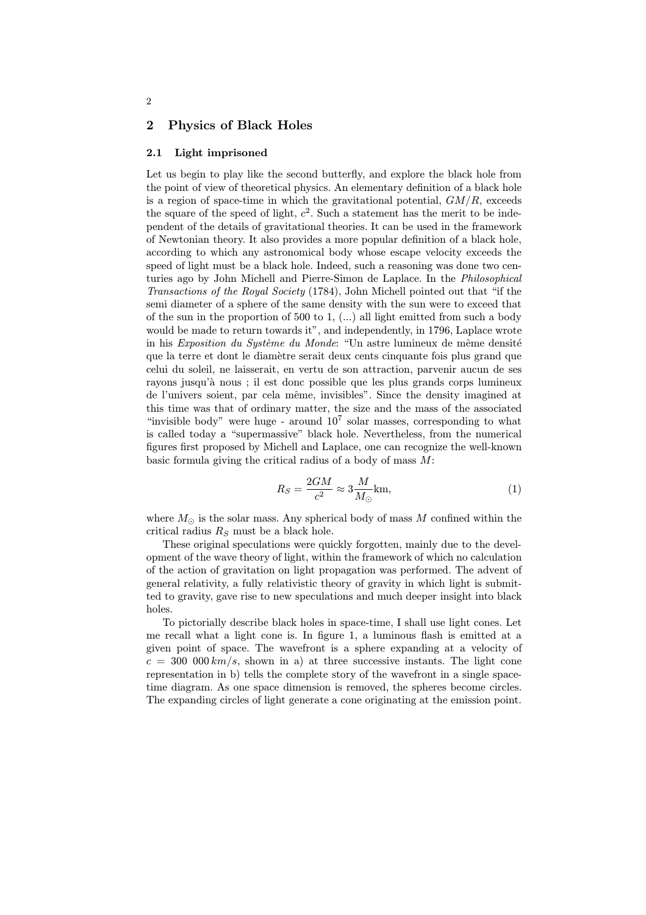## 2 Physics of Black Holes

### 2.1 Light imprisoned

Let us begin to play like the second butterfly, and explore the black hole from the point of view of theoretical physics. An elementary definition of a black hole is a region of space-time in which the gravitational potential, $GM/R$, exceeds the square of the speed of light, $c^2$. Such a statement has the merit to be independent of the details of gravitational theories. It can be used in the framework of Newtonian theory. It also provides a more popular definition of a black hole, according to which any astronomical body whose escape velocity exceeds the speed of light must be a black hole. Indeed, such a reasoning was done two centuries ago by John Michell and Pierre-Simon de Laplace. In the *Philosophical Transactions of the Royal Society* (1784), John Michell pointed out that "if the semi diameter of a sphere of the same density with the sun were to exceed that of the sun in the proportion of 500 to 1, (...) all light emitted from such a body would be made to return towards it", and independently, in 1796, Laplace wrote in his *Exposition du Système du Monde*: "Un astre lumineux de même densité que la terre et dont le diamètre serait deux cents cinquante fois plus grand que celui du soleil, ne laisserait, en vertu de son attraction, parvenir aucun de ses rayons jusqu'à nous ; il est donc possible que les plus grands corps lumineux de l'univers soient, par cela même, invisibles". Since the density imagined at this time was that of ordinary matter, the size and the mass of the associated "invisible body" were huge - around $10^7$ solar masses, corresponding to what is called today a "supermassive" black hole. Nevertheless, from the numerical figures first proposed by Michell and Laplace, one can recognize the well-known basic formula giving the critical radius of a body of mass $M$:

$$R_S = \frac{2GM}{c^2} \approx 3\frac{M}{M_\odot}\text{km}, \tag{1}$$

where $M_\odot$ is the solar mass. Any spherical body of mass $M$ confined within the critical radius $R_S$ must be a black hole.

These original speculations were quickly forgotten, mainly due to the development of the wave theory of light, within the framework of which no calculation of the action of gravitation on light propagation was performed. The advent of general relativity, a fully relativistic theory of gravity in which light is submitted to gravity, gave rise to new speculations and much deeper insight into black holes.

To pictorially describe black holes in space-time, I shall use light cones. Let me recall what a light cone is. In figure 1, a luminous flash is emitted at a given point of space. The wavefront is a sphere expanding at a velocity of $c = 300\ 000\,km/s$, shown in a) at three successive instants. The light cone representation in b) tells the complete story of the wavefront in a single space-time diagram. As one space dimension is removed, the spheres become circles. The expanding circles of light generate a cone originating at the emission point.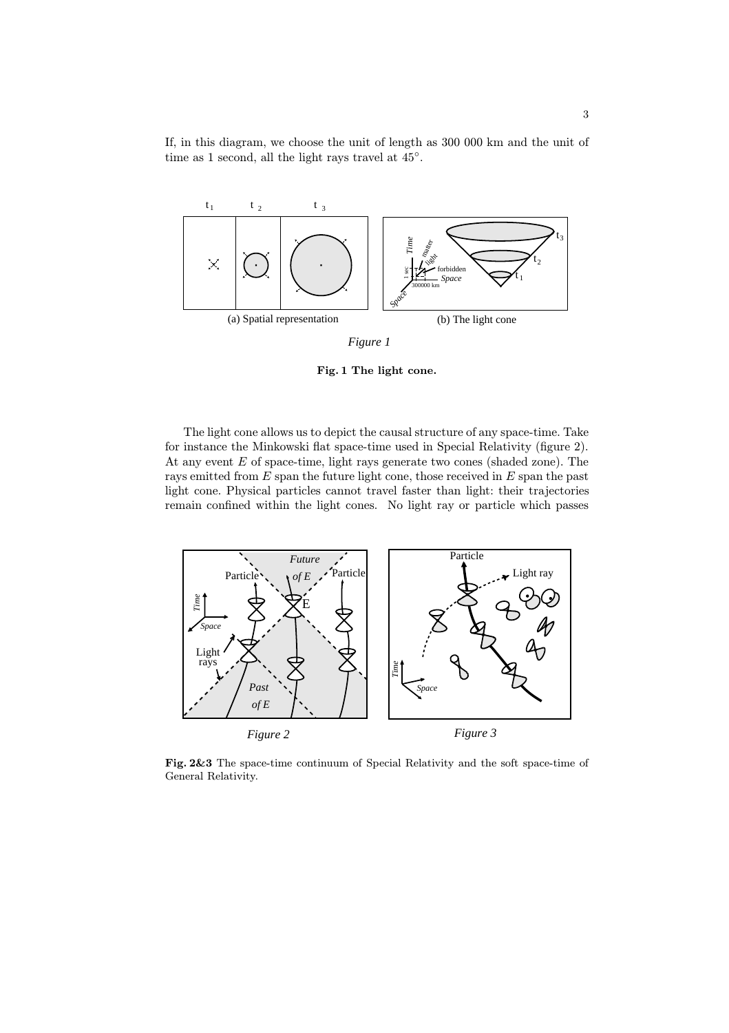If, in this diagram, we choose the unit of length as 300 000 km and the unit of time as 1 second, all the light rays travel at 45°.

(a) Spatial representation

(b) The light cone

*Figure 1*

**Fig. 1 The light cone.**

The light cone allows us to depict the causal structure of any space-time. Take for instance the Minkowski flat space-time used in Special Relativity (figure 2). At any event $E$ of space-time, light rays generate two cones (shaded zone). The rays emitted from $E$ span the future light cone, those received in $E$ span the past light cone. Physical particles cannot travel faster than light: their trajectories remain confined within the light cones. No light ray or particle which passes

*Figure 2*

*Figure 3*

**Fig. 2&3** The space-time continuum of Special Relativity and the soft space-time of General Relativity.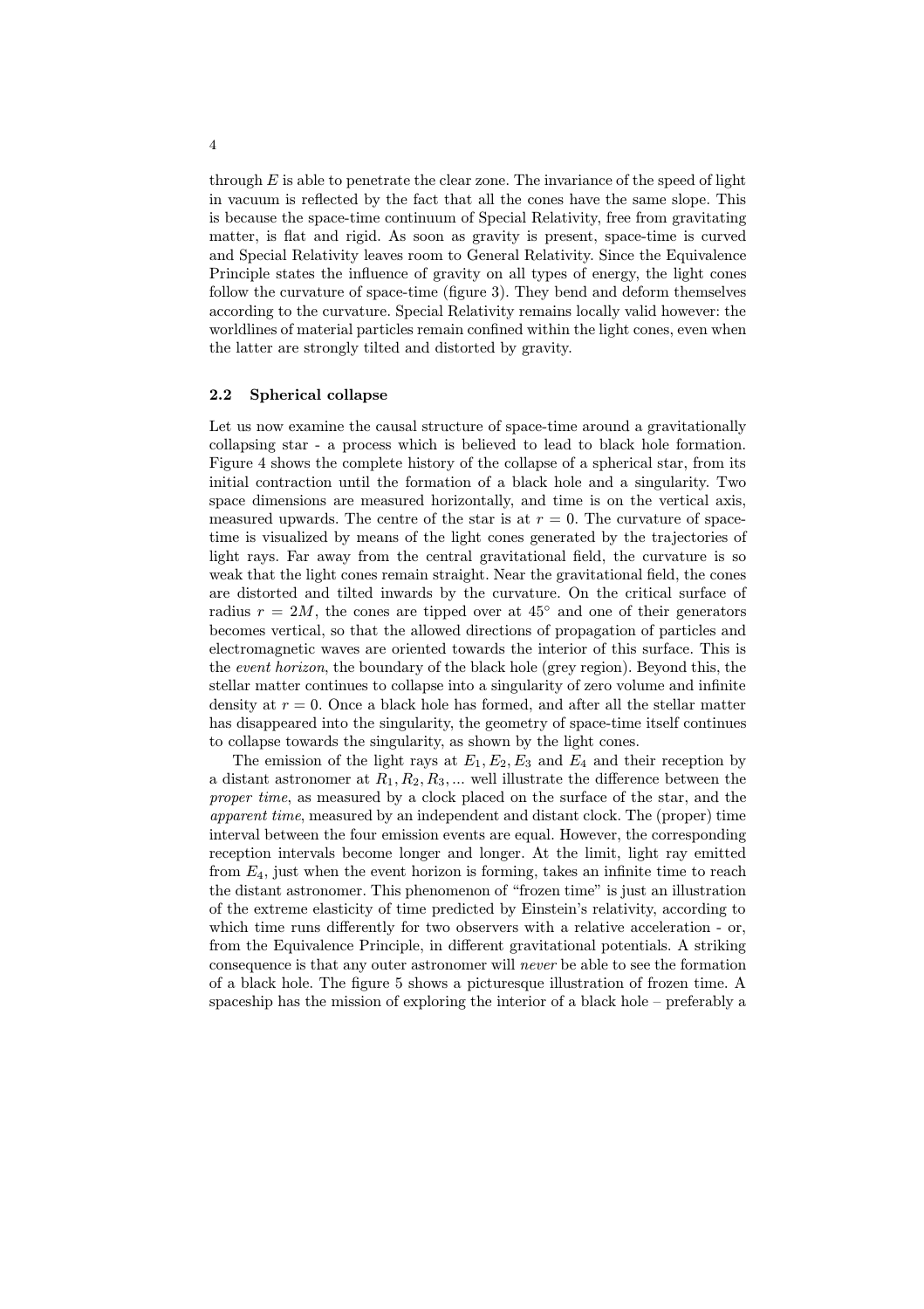through $E$ is able to penetrate the clear zone. The invariance of the speed of light in vacuum is reflected by the fact that all the cones have the same slope. This is because the space-time continuum of Special Relativity, free from gravitating matter, is flat and rigid. As soon as gravity is present, space-time is curved and Special Relativity leaves room to General Relativity. Since the Equivalence Principle states the influence of gravity on all types of energy, the light cones follow the curvature of space-time (figure 3). They bend and deform themselves according to the curvature. Special Relativity remains locally valid however: the worldlines of material particles remain confined within the light cones, even when the latter are strongly tilted and distorted by gravity.

### 2.2 Spherical collapse

Let us now examine the causal structure of space-time around a gravitationally collapsing star - a process which is believed to lead to black hole formation. Figure 4 shows the complete history of the collapse of a spherical star, from its initial contraction until the formation of a black hole and a singularity. Two space dimensions are measured horizontally, and time is on the vertical axis, measured upwards. The centre of the star is at $r = 0$. The curvature of space-time is visualized by means of the light cones generated by the trajectories of light rays. Far away from the central gravitational field, the curvature is so weak that the light cones remain straight. Near the gravitational field, the cones are distorted and tilted inwards by the curvature. On the critical surface of radius $r = 2M$, the cones are tipped over at $45^\circ$ and one of their generators becomes vertical, so that the allowed directions of propagation of particles and electromagnetic waves are oriented towards the interior of this surface. This is the *event horizon*, the boundary of the black hole (grey region). Beyond this, the stellar matter continues to collapse into a singularity of zero volume and infinite density at $r = 0$. Once a black hole has formed, and after all the stellar matter has disappeared into the singularity, the geometry of space-time itself continues to collapse towards the singularity, as shown by the light cones.

The emission of the light rays at $E_1, E_2, E_3$ and $E_4$ and their reception by a distant astronomer at $R_1, R_2, R_3, ...$ well illustrate the difference between the *proper time*, as measured by a clock placed on the surface of the star, and the *apparent time*, measured by an independent and distant clock. The (proper) time interval between the four emission events are equal. However, the corresponding reception intervals become longer and longer. At the limit, light ray emitted from $E_4$, just when the event horizon is forming, takes an infinite time to reach the distant astronomer. This phenomenon of "frozen time" is just an illustration of the extreme elasticity of time predicted by Einstein's relativity, according to which time runs differently for two observers with a relative acceleration - or, from the Equivalence Principle, in different gravitational potentials. A striking consequence is that any outer astronomer will *never* be able to see the formation of a black hole. The figure 5 shows a picturesque illustration of frozen time. A spaceship has the mission of exploring the interior of a black hole – preferably a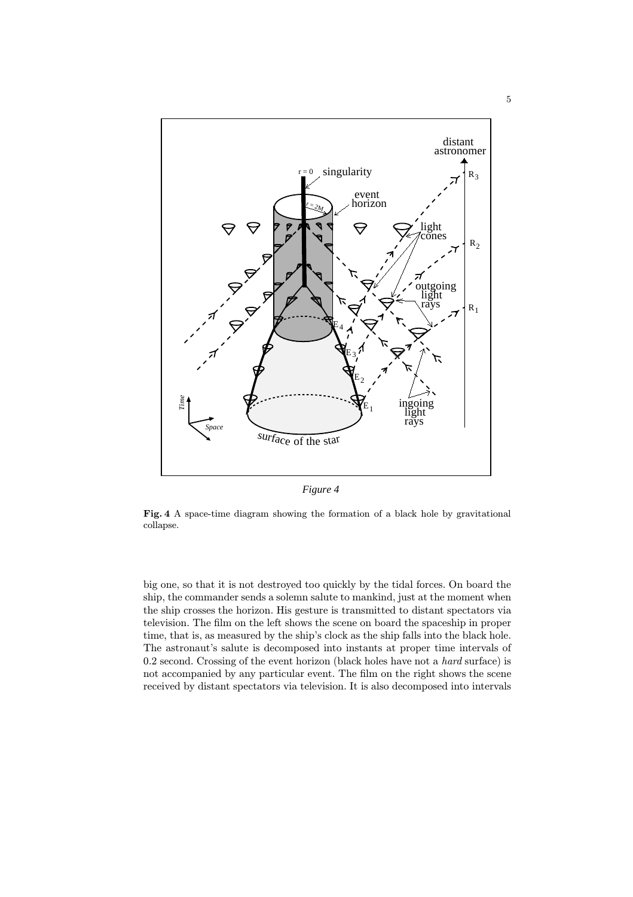*Figure 4*

**Fig. 4** A space-time diagram showing the formation of a black hole by gravitational collapse.

big one, so that it is not destroyed too quickly by the tidal forces. On board the ship, the commander sends a solemn salute to mankind, just at the moment when the ship crosses the horizon. His gesture is transmitted to distant spectators via television. The film on the left shows the scene on board the spaceship in proper time, that is, as measured by the ship's clock as the ship falls into the black hole. The astronaut's salute is decomposed into instants at proper time intervals of 0.2 second. Crossing of the event horizon (black holes have not a *hard* surface) is not accompanied by any particular event. The film on the right shows the scene received by distant spectators via television. It is also decomposed into intervals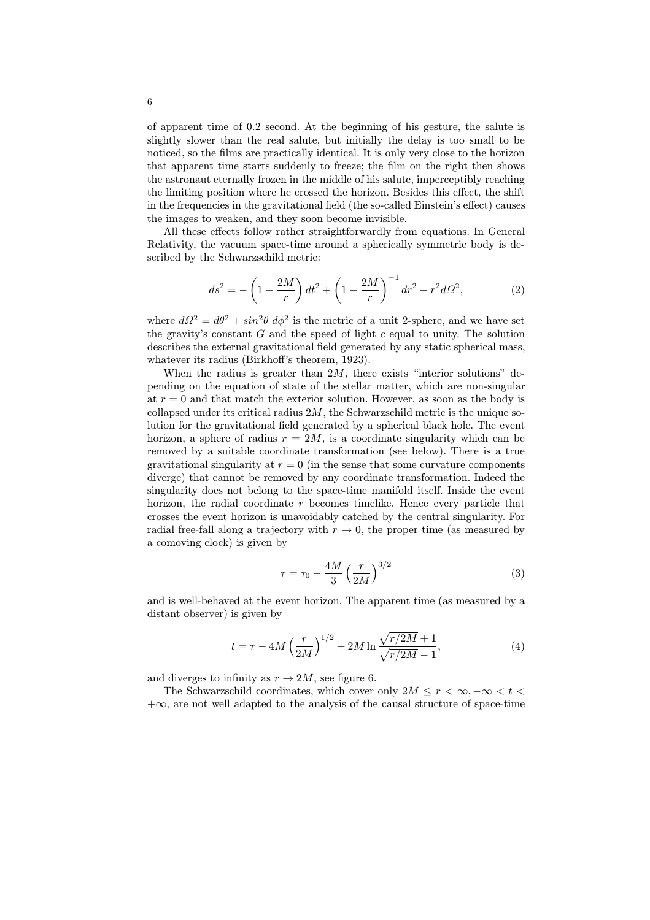of apparent time of 0.2 second. At the beginning of his gesture, the salute is slightly slower than the real salute, but initially the delay is too small to be noticed, so the films are practically identical. It is only very close to the horizon that apparent time starts suddenly to freeze; the film on the right then shows the astronaut eternally frozen in the middle of his salute, imperceptibly reaching the limiting position where he crossed the horizon. Besides this effect, the shift in the frequencies in the gravitational field (the so-called Einstein's effect) causes the images to weaken, and they soon become invisible.

All these effects follow rather straightforwardly from equations. In General Relativity, the vacuum space-time around a spherically symmetric body is described by the Schwarzschild metric:

$$ds^2 = -\left(1 - \frac{2M}{r}\right) dt^2 + \left(1 - \frac{2M}{r}\right)^{-1} dr^2 + r^2 d\Omega^2, \tag{2}$$

where $d\Omega^2 = d\theta^2 + sin^2\theta \; d\phi^2$ is the metric of a unit 2-sphere, and we have set the gravity's constant $G$ and the speed of light $c$ equal to unity. The solution describes the external gravitational field generated by any static spherical mass, whatever its radius (Birkhoff's theorem, 1923).

When the radius is greater than $2M$, there exists "interior solutions" depending on the equation of state of the stellar matter, which are non-singular at $r = 0$ and that match the exterior solution. However, as soon as the body is collapsed under its critical radius $2M$, the Schwarzschild metric is the unique solution for the gravitational field generated by a spherical black hole. The event horizon, a sphere of radius $r = 2M$, is a coordinate singularity which can be removed by a suitable coordinate transformation (see below). There is a true gravitational singularity at $r = 0$ (in the sense that some curvature components diverge) that cannot be removed by any coordinate transformation. Indeed the singularity does not belong to the space-time manifold itself. Inside the event horizon, the radial coordinate $r$ becomes timelike. Hence every particle that crosses the event horizon is unavoidably catched by the central singularity. For radial free-fall along a trajectory with $r \to 0$, the proper time (as measured by a comoving clock) is given by

$$\tau = \tau_0 - \frac{4M}{3}\left(\frac{r}{2M}\right)^{3/2} \tag{3}$$

and is well-behaved at the event horizon. The apparent time (as measured by a distant observer) is given by

$$t = \tau - 4M\left(\frac{r}{2M}\right)^{1/2} + 2M \ln \frac{\sqrt{r/2M} + 1}{\sqrt{r/2M} - 1}, \tag{4}$$

and diverges to infinity as $r \to 2M$, see figure 6.

The Schwarzschild coordinates, which cover only $2M \leq r < \infty, -\infty < t < +\infty$, are not well adapted to the analysis of the causal structure of space-time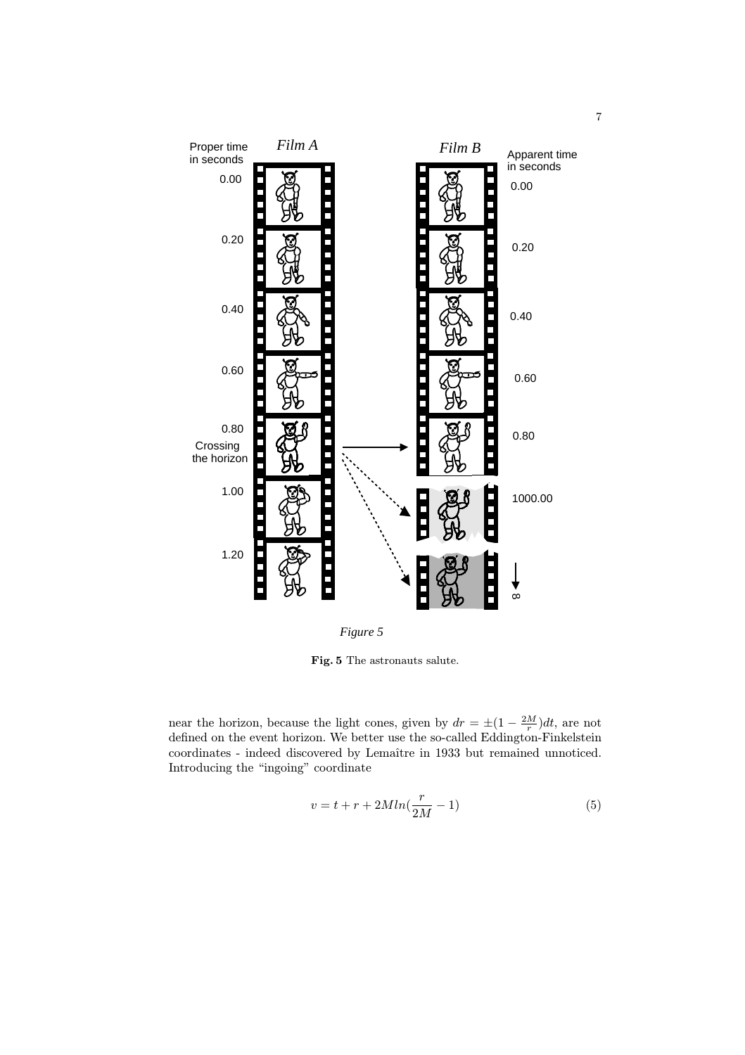Fig. 5 The astronauts salute.

near the horizon, because the light cones, given by $dr = \pm(1 - \frac{2M}{r})dt$, are not defined on the event horizon. We better use the so-called Eddington-Finkelstein coordinates - indeed discovered by Lemaître in 1933 but remained unnoticed. Introducing the "ingoing" coordinate

$$v = t + r + 2Mln(\frac{r}{2M} - 1) \tag{5}$$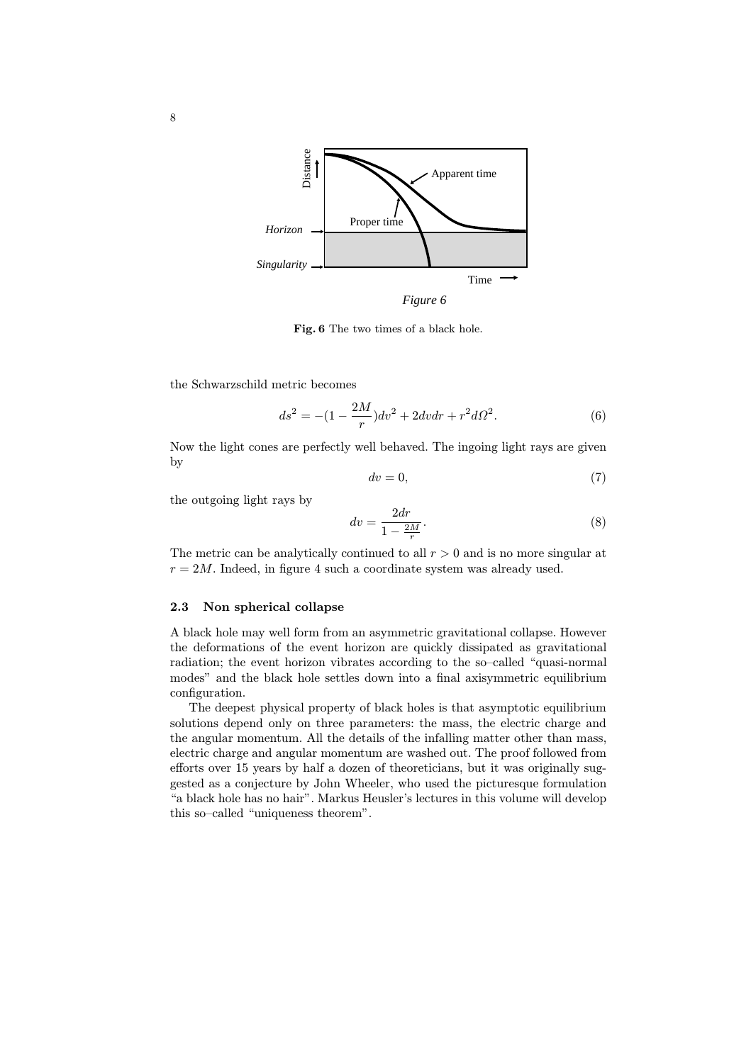**Fig. 6** The two times of a black hole.

the Schwarzschild metric becomes

$$ds^2 = -(1 - \frac{2M}{r})dv^2 + 2dvdr + r^2 d\Omega^2. \tag{6}$$

Now the light cones are perfectly well behaved. The ingoing light rays are given by

$$dv = 0, \tag{7}$$

the outgoing light rays by

$$dv = \frac{2dr}{1 - \frac{2M}{r}}. \tag{8}$$

The metric can be analytically continued to all $r > 0$ and is no more singular at $r = 2M$. Indeed, in figure 4 such a coordinate system was already used.

### 2.3 Non spherical collapse

A black hole may well form from an asymmetric gravitational collapse. However the deformations of the event horizon are quickly dissipated as gravitational radiation; the event horizon vibrates according to the so–called "quasi-normal modes" and the black hole settles down into a final axisymmetric equilibrium configuration.

The deepest physical property of black holes is that asymptotic equilibrium solutions depend only on three parameters: the mass, the electric charge and the angular momentum. All the details of the infalling matter other than mass, electric charge and angular momentum are washed out. The proof followed from efforts over 15 years by half a dozen of theoreticians, but it was originally suggested as a conjecture by John Wheeler, who used the picturesque formulation "a black hole has no hair". Markus Heusler's lectures in this volume will develop this so–called "uniqueness theorem".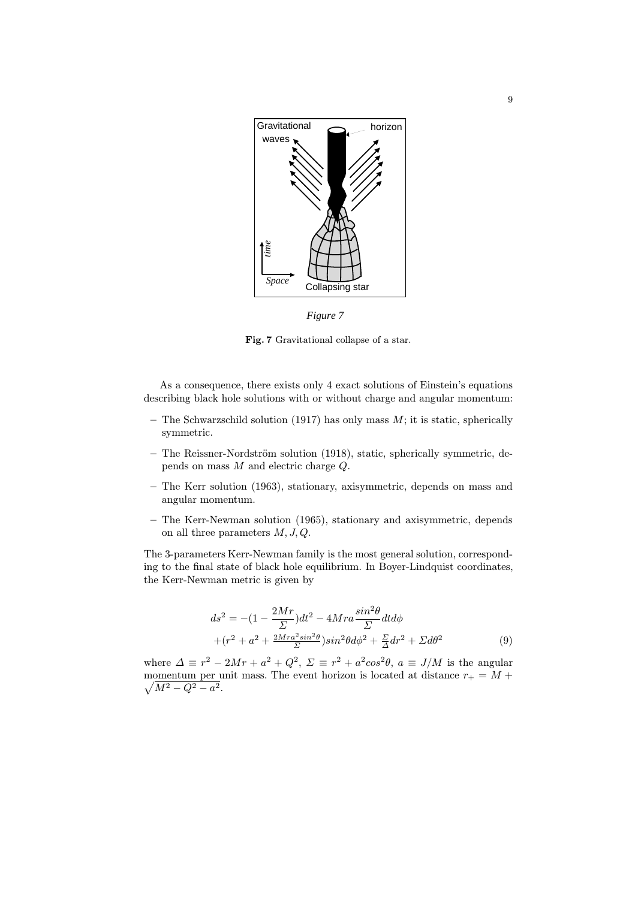*Figure 7*

**Fig. 7** Gravitational collapse of a star.

As a consequence, there exists only 4 exact solutions of Einstein's equations describing black hole solutions with or without charge and angular momentum:

- The Schwarzschild solution (1917) has only mass $M$; it is static, spherically symmetric.
- The Reissner-Nordström solution (1918), static, spherically symmetric, depends on mass $M$ and electric charge $Q$.
- The Kerr solution (1963), stationary, axisymmetric, depends on mass and angular momentum.
- The Kerr-Newman solution (1965), stationary and axisymmetric, depends on all three parameters $M, J, Q$.

The 3-parameters Kerr-Newman family is the most general solution, corresponding to the final state of black hole equilibrium. In Boyer-Lindquist coordinates, the Kerr-Newman metric is given by

$$
\begin{aligned}
ds^2 = &-(1-\frac{2Mr}{\Sigma})dt^2 - 4Mra\frac{sin^2\theta}{\Sigma}dtd\phi \\
&+(r^2+a^2+\tfrac{2Mra^2sin^2\theta}{\Sigma})sin^2\theta d\phi^2 + \tfrac{\Sigma}{\Delta}dr^2 + \Sigma d\theta^2
\end{aligned}
\tag{9}
$$

where $\Delta \equiv r^2 - 2Mr + a^2 + Q^2$, $\Sigma \equiv r^2 + a^2cos^2\theta$, $a \equiv J/M$ is the angular momentum per unit mass. The event horizon is located at distance $r_+ = M + \sqrt{M^2 - Q^2 - a^2}$.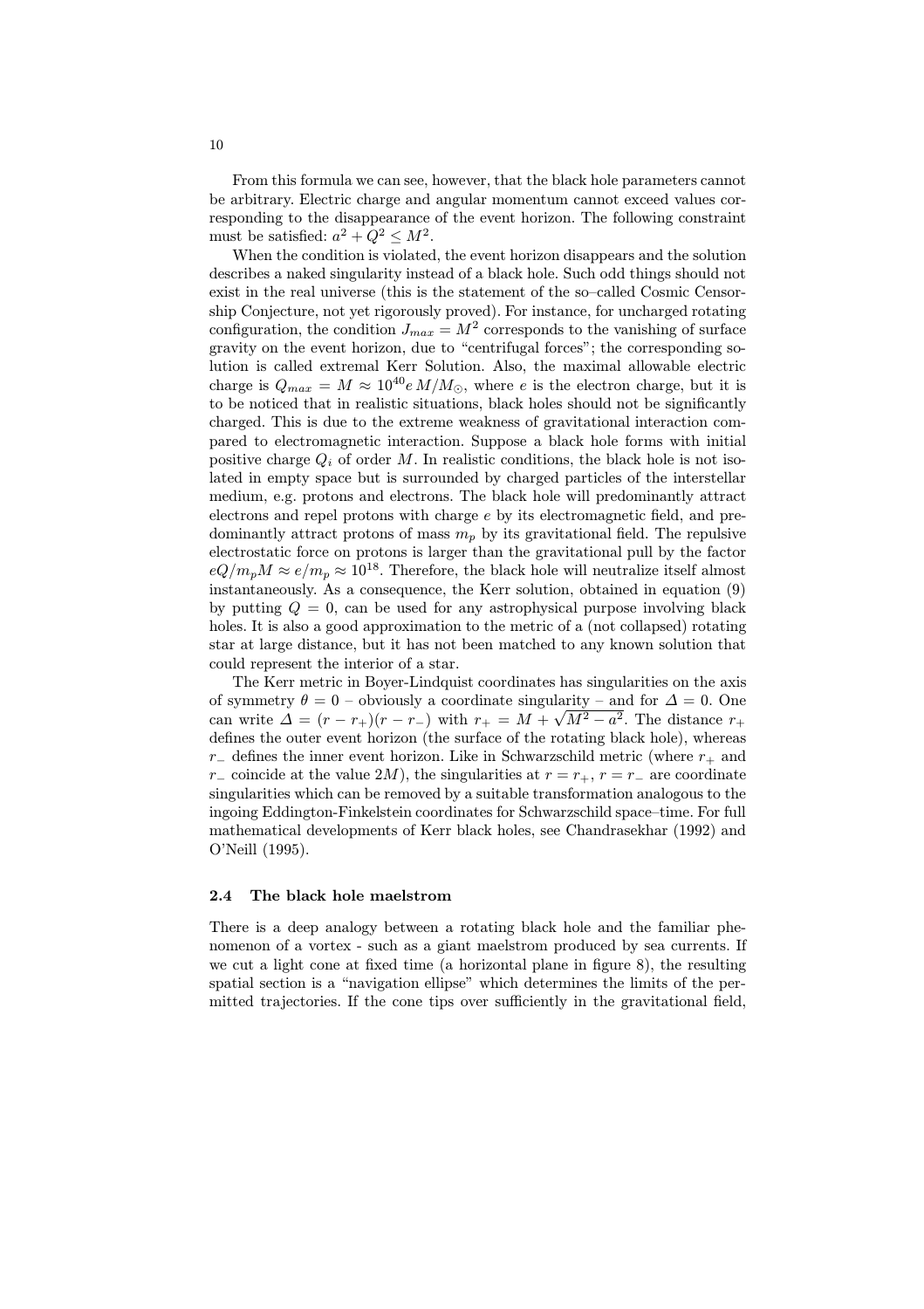From this formula we can see, however, that the black hole parameters cannot be arbitrary. Electric charge and angular momentum cannot exceed values corresponding to the disappearance of the event horizon. The following constraint must be satisfied: $a^2 + Q^2 \leq M^2$.

When the condition is violated, the event horizon disappears and the solution describes a naked singularity instead of a black hole. Such odd things should not exist in the real universe (this is the statement of the so–called Cosmic Censorship Conjecture, not yet rigorously proved). For instance, for uncharged rotating configuration, the condition $J_{max} = M^2$ corresponds to the vanishing of surface gravity on the event horizon, due to "centrifugal forces"; the corresponding solution is called extremal Kerr Solution. Also, the maximal allowable electric charge is $Q_{max} = M \approx 10^{40} e\, M/M_{\odot}$, where $e$ is the electron charge, but it is to be noticed that in realistic situations, black holes should not be significantly charged. This is due to the extreme weakness of gravitational interaction compared to electromagnetic interaction. Suppose a black hole forms with initial positive charge $Q_i$ of order $M$. In realistic conditions, the black hole is not isolated in empty space but is surrounded by charged particles of the interstellar medium, e.g. protons and electrons. The black hole will predominantly attract electrons and repel protons with charge $e$ by its electromagnetic field, and predominantly attract protons of mass $m_p$ by its gravitational field. The repulsive electrostatic force on protons is larger than the gravitational pull by the factor $eQ/m_p M \approx e/m_p \approx 10^{18}$. Therefore, the black hole will neutralize itself almost instantaneously. As a consequence, the Kerr solution, obtained in equation (9) by putting $Q = 0$, can be used for any astrophysical purpose involving black holes. It is also a good approximation to the metric of a (not collapsed) rotating star at large distance, but it has not been matched to any known solution that could represent the interior of a star.

The Kerr metric in Boyer-Lindquist coordinates has singularities on the axis of symmetry $\theta = 0$ – obviously a coordinate singularity – and for $\Delta = 0$. One can write $\Delta = (r - r_+)(r - r_-)$ with $r_+ = M + \sqrt{M^2 - a^2}$. The distance $r_+$ defines the outer event horizon (the surface of the rotating black hole), whereas $r_-$ defines the inner event horizon. Like in Schwarzschild metric (where $r_+$ and $r_-$ coincide at the value $2M$), the singularities at $r = r_+$, $r = r_-$ are coordinate singularities which can be removed by a suitable transformation analogous to the ingoing Eddington-Finkelstein coordinates for Schwarzschild space–time. For full mathematical developments of Kerr black holes, see Chandrasekhar (1992) and O'Neill (1995).

### 2.4 The black hole maelstrom

There is a deep analogy between a rotating black hole and the familiar phenomenon of a vortex - such as a giant maelstrom produced by sea currents. If we cut a light cone at fixed time (a horizontal plane in figure 8), the resulting spatial section is a "navigation ellipse" which determines the limits of the permitted trajectories. If the cone tips over sufficiently in the gravitational field,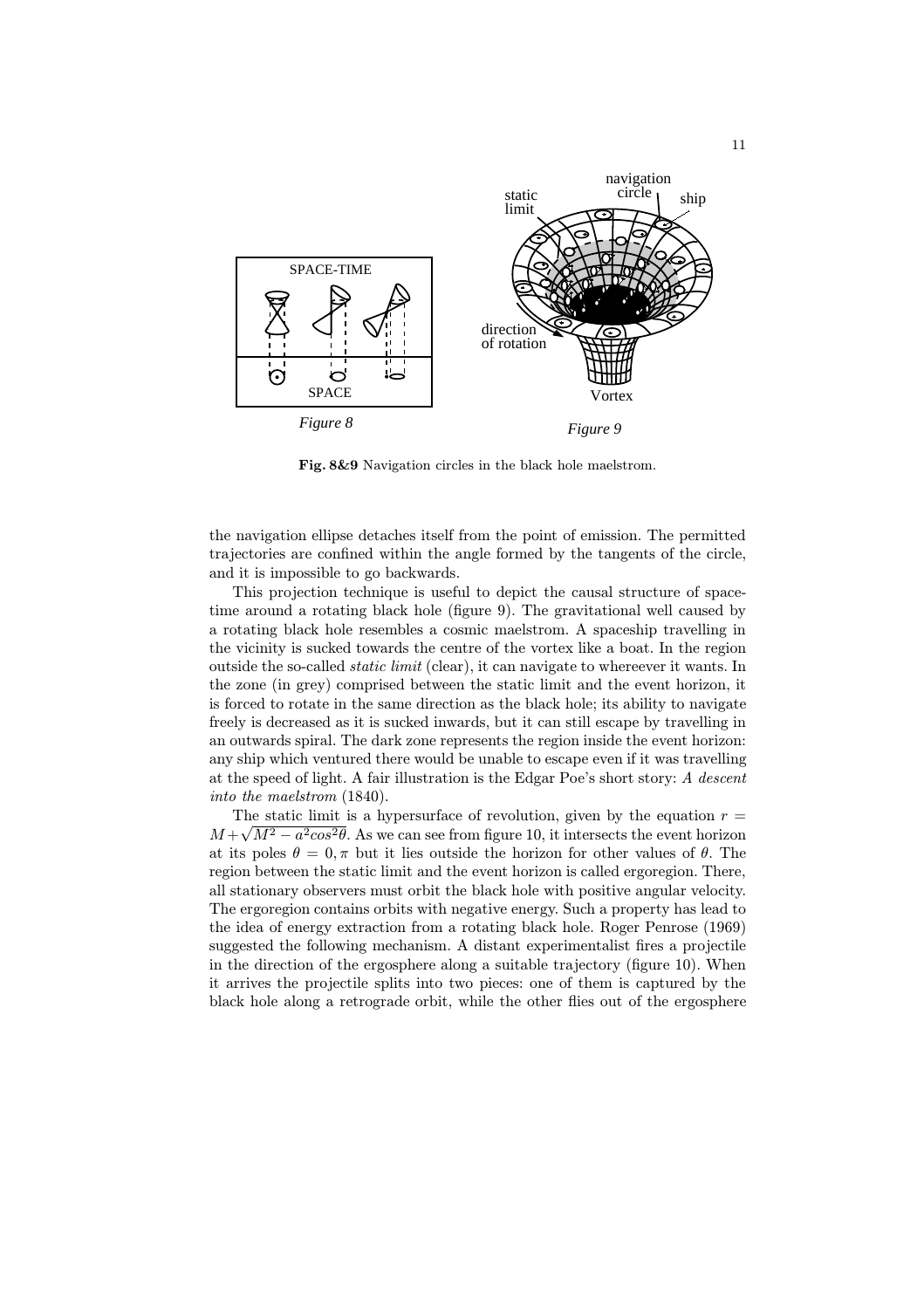**Fig. 8&9** Navigation circles in the black hole maelstrom.

the navigation ellipse detaches itself from the point of emission. The permitted trajectories are confined within the angle formed by the tangents of the circle, and it is impossible to go backwards.

This projection technique is useful to depict the causal structure of space-time around a rotating black hole (figure 9). The gravitational well caused by a rotating black hole resembles a cosmic maelstrom. A spaceship travelling in the vicinity is sucked towards the centre of the vortex like a boat. In the region outside the so-called *static limit* (clear), it can navigate to whereever it wants. In the zone (in grey) comprised between the static limit and the event horizon, it is forced to rotate in the same direction as the black hole; its ability to navigate freely is decreased as it is sucked inwards, but it can still escape by travelling in an outwards spiral. The dark zone represents the region inside the event horizon: any ship which ventured there would be unable to escape even if it was travelling at the speed of light. A fair illustration is the Edgar Poe's short story: *A descent into the maelstrom* (1840).

The static limit is a hypersurface of revolution, given by the equation $r = M + \sqrt{M^2 - a^2 cos^2\theta}$. As we can see from figure 10, it intersects the event horizon at its poles $\theta = 0, \pi$ but it lies outside the horizon for other values of $\theta$. The region between the static limit and the event horizon is called ergoregion. There, all stationary observers must orbit the black hole with positive angular velocity. The ergoregion contains orbits with negative energy. Such a property has lead to the idea of energy extraction from a rotating black hole. Roger Penrose (1969) suggested the following mechanism. A distant experimentalist fires a projectile in the direction of the ergosphere along a suitable trajectory (figure 10). When it arrives the projectile splits into two pieces: one of them is captured by the black hole along a retrograde orbit, while the other flies out of the ergosphere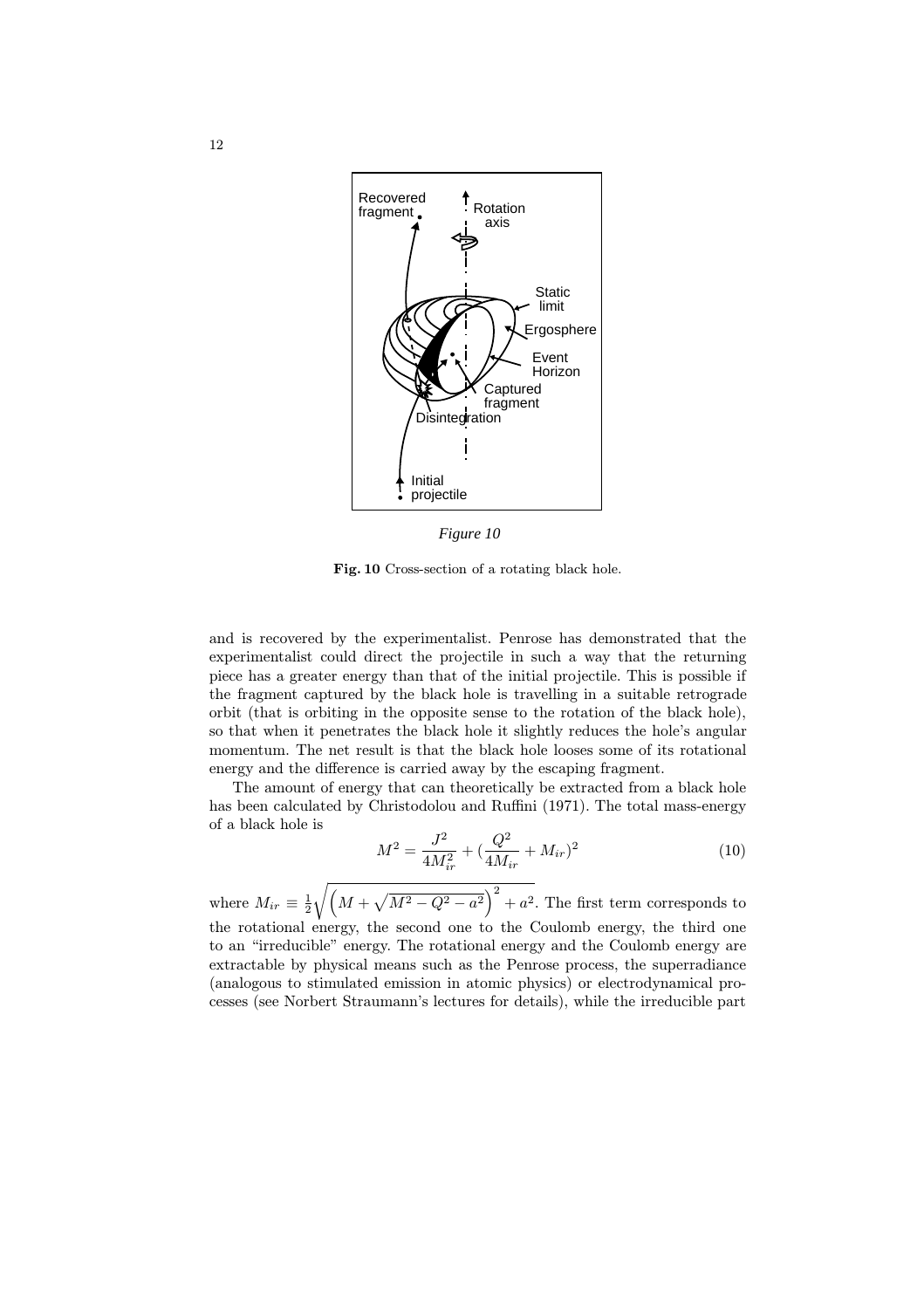*Figure 10*

**Fig. 10** Cross-section of a rotating black hole.

and is recovered by the experimentalist. Penrose has demonstrated that the experimentalist could direct the projectile in such a way that the returning piece has a greater energy than that of the initial projectile. This is possible if the fragment captured by the black hole is travelling in a suitable retrograde orbit (that is orbiting in the opposite sense to the rotation of the black hole), so that when it penetrates the black hole it slightly reduces the hole's angular momentum. The net result is that the black hole looses some of its rotational energy and the difference is carried away by the escaping fragment.

The amount of energy that can theoretically be extracted from a black hole has been calculated by Christodolou and Ruffini (1971). The total mass-energy of a black hole is

$$M^2 = \frac{J^2}{4M_{ir}^2} + (\frac{Q^2}{4M_{ir}} + M_{ir})^2 \tag{10}$$

where $M_{ir} \equiv \frac{1}{2}\sqrt{\left(M + \sqrt{M^2 - Q^2 - a^2}\right)^2 + a^2}$. The first term corresponds to the rotational energy, the second one to the Coulomb energy, the third one to an "irreducible" energy. The rotational energy and the Coulomb energy are extractable by physical means such as the Penrose process, the superradiance (analogous to stimulated emission in atomic physics) or electrodynamical processes (see Norbert Straumann's lectures for details), while the irreducible part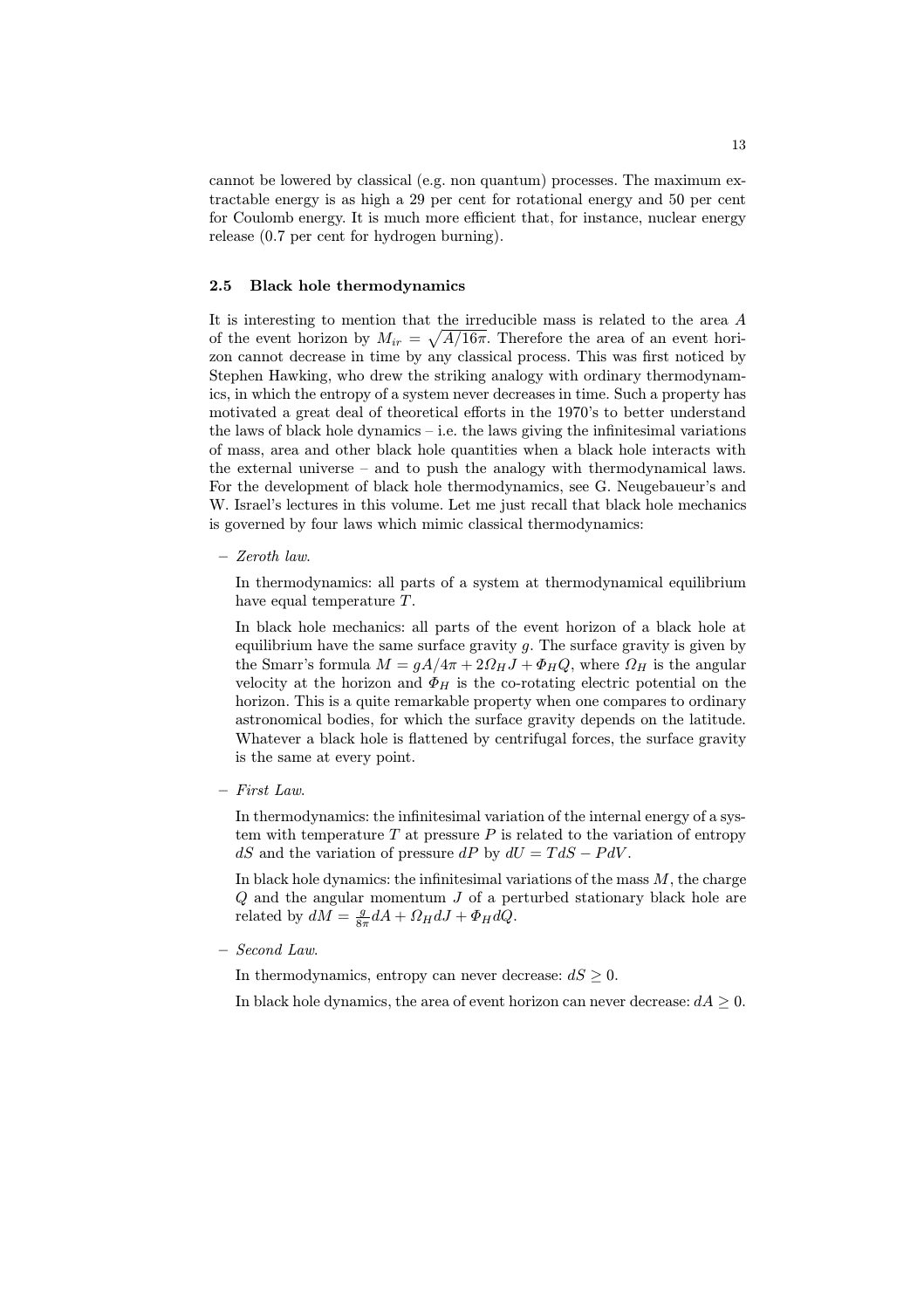cannot be lowered by classical (e.g. non quantum) processes. The maximum extractable energy is as high a 29 per cent for rotational energy and 50 per cent for Coulomb energy. It is much more efficient that, for instance, nuclear energy release (0.7 per cent for hydrogen burning).

### 2.5 Black hole thermodynamics

It is interesting to mention that the irreducible mass is related to the area $A$ of the event horizon by $M_{ir} = \sqrt{A/16\pi}$. Therefore the area of an event horizon cannot decrease in time by any classical process. This was first noticed by Stephen Hawking, who drew the striking analogy with ordinary thermodynamics, in which the entropy of a system never decreases in time. Such a property has motivated a great deal of theoretical efforts in the 1970's to better understand the laws of black hole dynamics – i.e. the laws giving the infinitesimal variations of mass, area and other black hole quantities when a black hole interacts with the external universe – and to push the analogy with thermodynamical laws. For the development of black hole thermodynamics, see G. Neugebaueur's and W. Israel's lectures in this volume. Let me just recall that black hole mechanics is governed by four laws which mimic classical thermodynamics:

- *Zeroth law.*

  In thermodynamics: all parts of a system at thermodynamical equilibrium have equal temperature $T$.

  In black hole mechanics: all parts of the event horizon of a black hole at equilibrium have the same surface gravity $g$. The surface gravity is given by the Smarr's formula $M = gA/4\pi + 2\Omega_H J + \Phi_H Q$, where $\Omega_H$ is the angular velocity at the horizon and $\Phi_H$ is the co-rotating electric potential on the horizon. This is a quite remarkable property when one compares to ordinary astronomical bodies, for which the surface gravity depends on the latitude. Whatever a black hole is flattened by centrifugal forces, the surface gravity is the same at every point.

- *First Law.*

  In thermodynamics: the infinitesimal variation of the internal energy of a system with temperature $T$ at pressure $P$ is related to the variation of entropy $dS$ and the variation of pressure $dP$ by $dU = TdS - PdV$.

  In black hole dynamics: the infinitesimal variations of the mass $M$, the charge $Q$ and the angular momentum $J$ of a perturbed stationary black hole are related by $dM = \frac{g}{8\pi} dA + \Omega_H dJ + \Phi_H dQ$.

- *Second Law.*

  In thermodynamics, entropy can never decrease: $dS \geq 0$.

  In black hole dynamics, the area of event horizon can never decrease: $dA \geq 0$.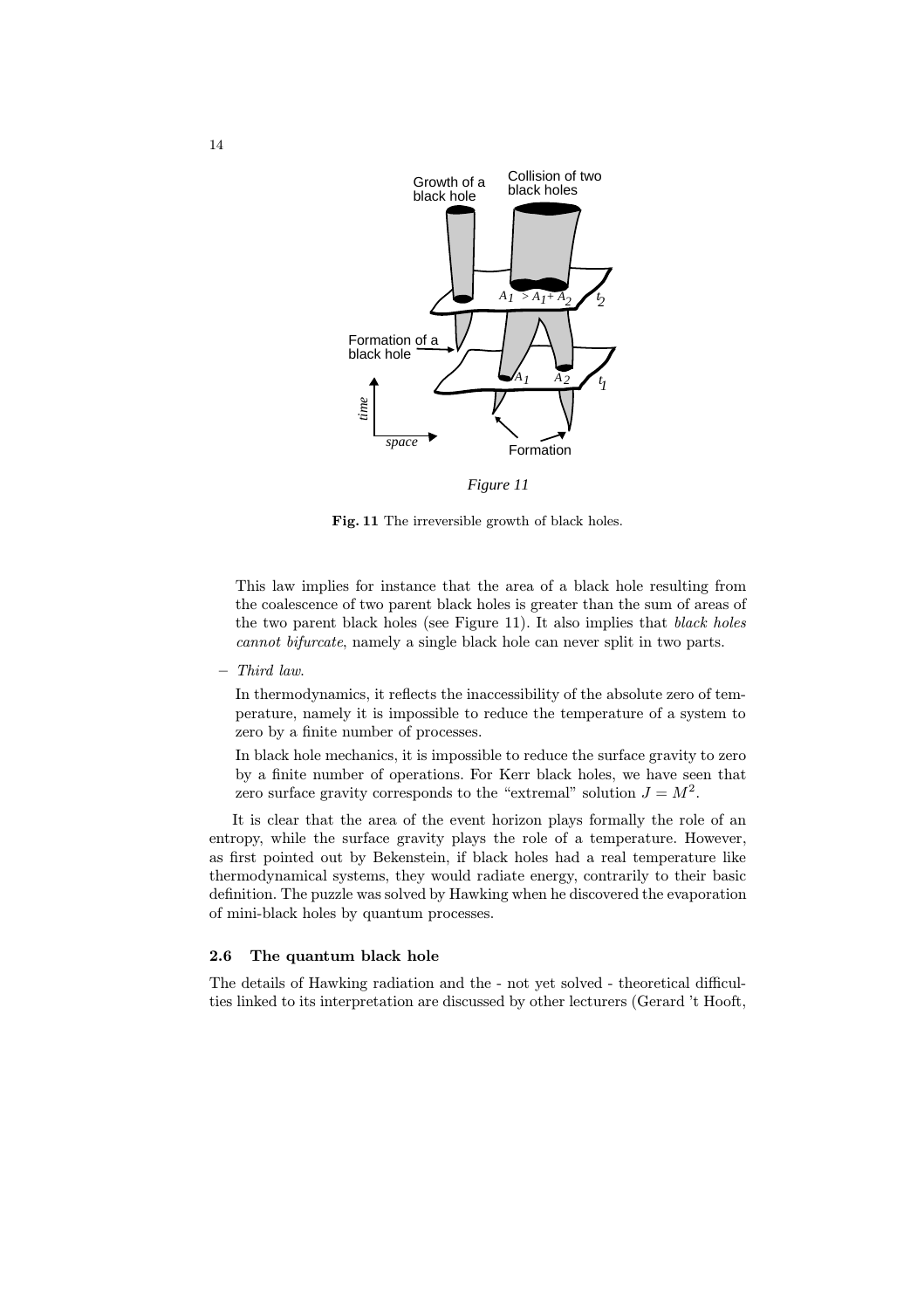**Fig. 11** The irreversible growth of black holes.

This law implies for instance that the area of a black hole resulting from the coalescence of two parent black holes is greater than the sum of areas of the two parent black holes (see Figure 11). It also implies that *black holes cannot bifurcate*, namely a single black hole can never split in two parts.

– *Third law.*

In thermodynamics, it reflects the inaccessibility of the absolute zero of temperature, namely it is impossible to reduce the temperature of a system to zero by a finite number of processes.

In black hole mechanics, it is impossible to reduce the surface gravity to zero by a finite number of operations. For Kerr black holes, we have seen that zero surface gravity corresponds to the "extremal" solution $J = M^2$.

It is clear that the area of the event horizon plays formally the role of an entropy, while the surface gravity plays the role of a temperature. However, as first pointed out by Bekenstein, if black holes had a real temperature like thermodynamical systems, they would radiate energy, contrarily to their basic definition. The puzzle was solved by Hawking when he discovered the evaporation of mini-black holes by quantum processes.

### 2.6 The quantum black hole

The details of Hawking radiation and the - not yet solved - theoretical difficulties linked to its interpretation are discussed by other lecturers (Gerard 't Hooft,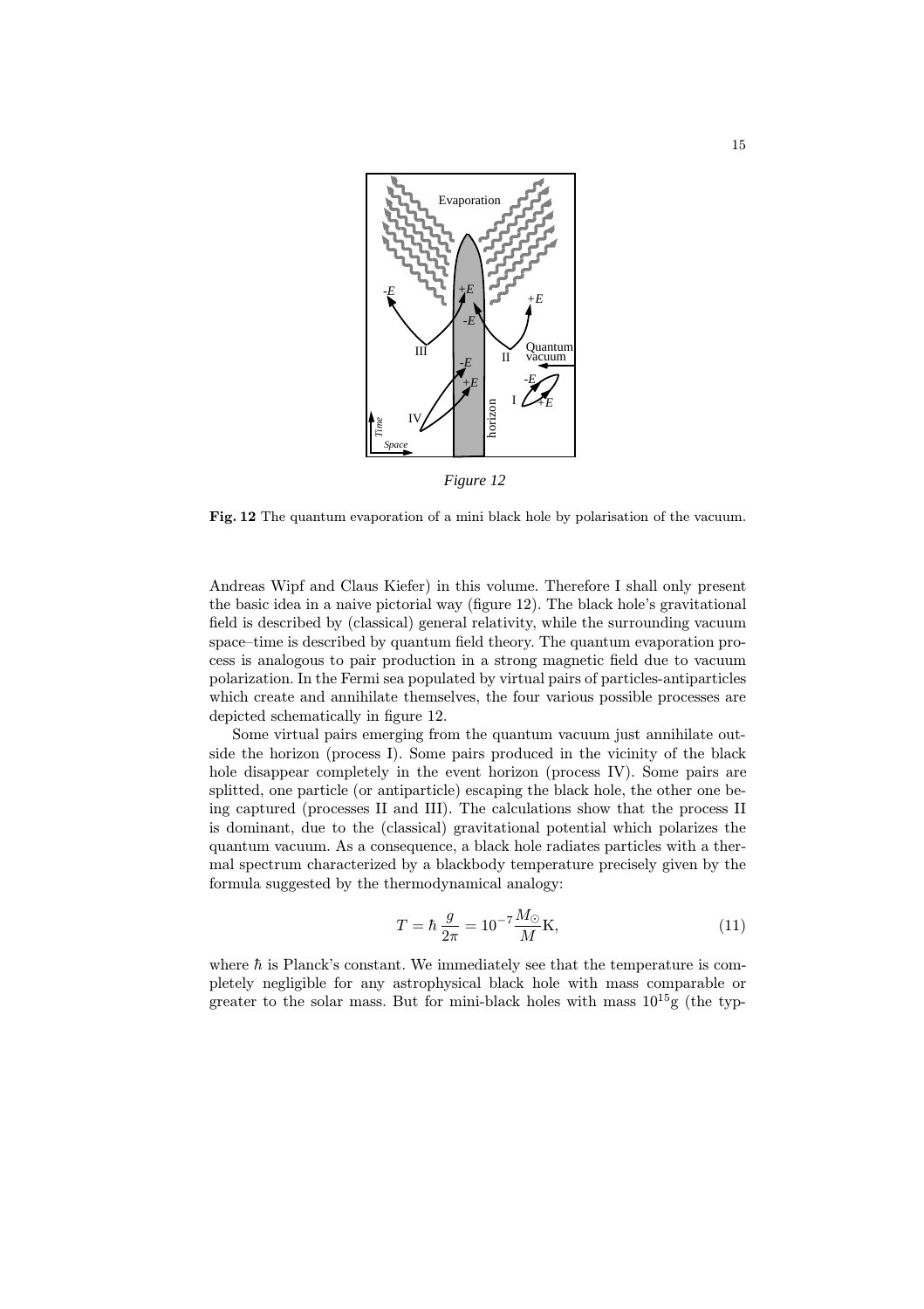*Figure 12*

**Fig. 12** The quantum evaporation of a mini black hole by polarisation of the vacuum.

Andreas Wipf and Claus Kiefer) in this volume. Therefore I shall only present the basic idea in a naive pictorial way (figure 12). The black hole's gravitational field is described by (classical) general relativity, while the surrounding vacuum space–time is described by quantum field theory. The quantum evaporation process is analogous to pair production in a strong magnetic field due to vacuum polarization. In the Fermi sea populated by virtual pairs of particles-antiparticles which create and annihilate themselves, the four various possible processes are depicted schematically in figure 12.

Some virtual pairs emerging from the quantum vacuum just annihilate outside the horizon (process I). Some pairs produced in the vicinity of the black hole disappear completely in the event horizon (process IV). Some pairs are splitted, one particle (or antiparticle) escaping the black hole, the other one being captured (processes II and III). The calculations show that the process II is dominant, due to the (classical) gravitational potential which polarizes the quantum vacuum. As a consequence, a black hole radiates particles with a thermal spectrum characterized by a blackbody temperature precisely given by the formula suggested by the thermodynamical analogy:

$$T = \hbar \, \frac{g}{2\pi} = 10^{-7} \frac{M_{\odot}}{M} \mathrm{K}, \tag{11}$$

where $\hbar$ is Planck's constant. We immediately see that the temperature is completely negligible for any astrophysical black hole with mass comparable or greater to the solar mass. But for mini-black holes with mass $10^{15}$g (the typ-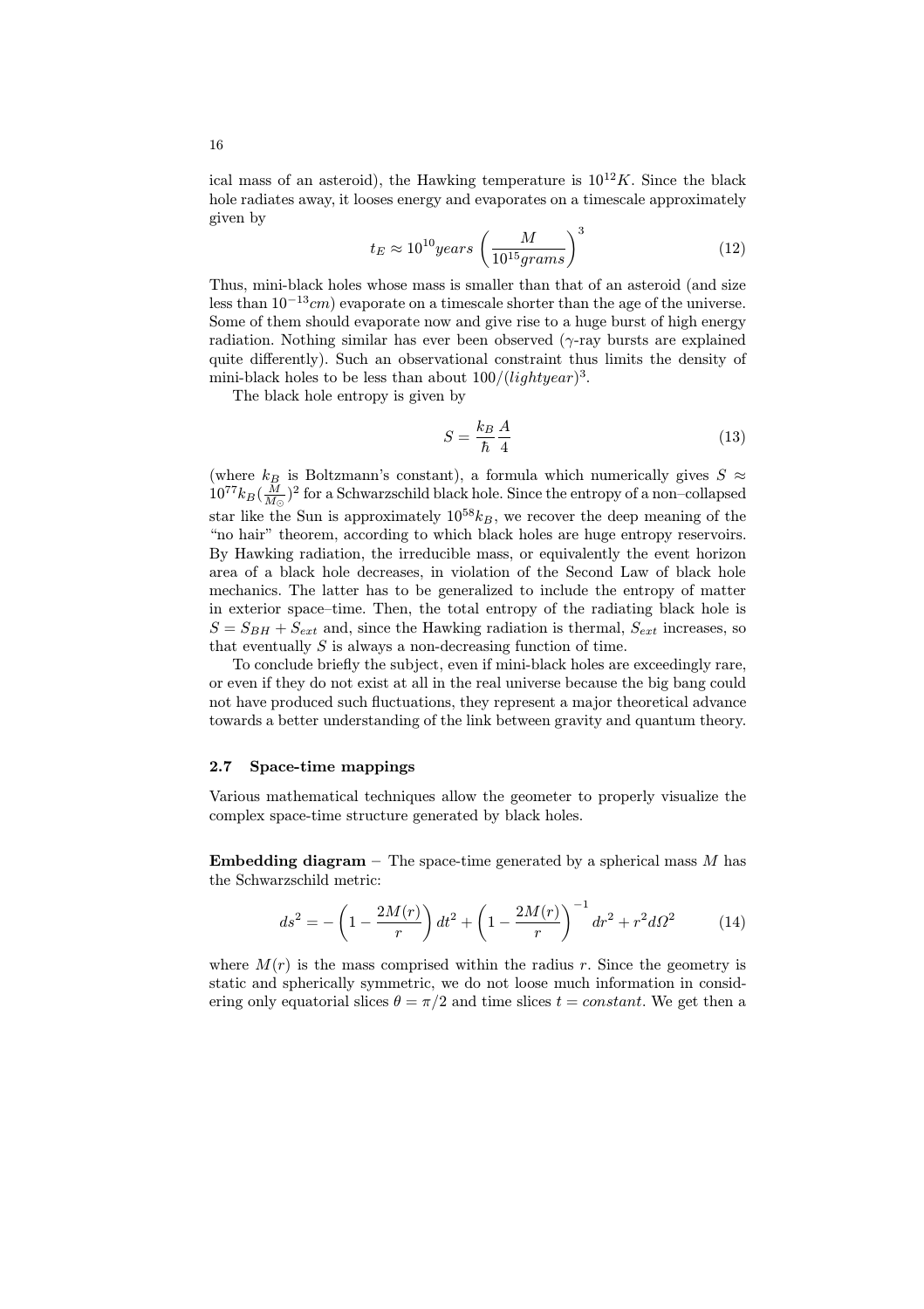ical mass of an asteroid), the Hawking temperature is $10^{12}K$. Since the black hole radiates away, it looses energy and evaporates on a timescale approximately given by

$$t_E \approx 10^{10} years \left( \frac{M}{10^{15} grams} \right)^3 \tag{12}$$

Thus, mini-black holes whose mass is smaller than that of an asteroid (and size less than $10^{-13}cm$) evaporate on a timescale shorter than the age of the universe. Some of them should evaporate now and give rise to a huge burst of high energy radiation. Nothing similar has ever been observed ($\gamma$-ray bursts are explained quite differently). Such an observational constraint thus limits the density of mini-black holes to be less than about $100/(lightyear)^3$.

The black hole entropy is given by

$$S = \frac{k_B}{\hbar} \frac{A}{4} \tag{13}$$

(where $k_B$ is Boltzmann's constant), a formula which numerically gives $S \approx 10^{77} k_B (\frac{M}{M_\odot})^2$ for a Schwarzschild black hole. Since the entropy of a non–collapsed star like the Sun is approximately $10^{58} k_B$, we recover the deep meaning of the "no hair" theorem, according to which black holes are huge entropy reservoirs. By Hawking radiation, the irreducible mass, or equivalently the event horizon area of a black hole decreases, in violation of the Second Law of black hole mechanics. The latter has to be generalized to include the entropy of matter in exterior space–time. Then, the total entropy of the radiating black hole is $S = S_{BH} + S_{ext}$ and, since the Hawking radiation is thermal, $S_{ext}$ increases, so that eventually $S$ is always a non-decreasing function of time.

To conclude briefly the subject, even if mini-black holes are exceedingly rare, or even if they do not exist at all in the real universe because the big bang could not have produced such fluctuations, they represent a major theoretical advance towards a better understanding of the link between gravity and quantum theory.

### 2.7 Space-time mappings

Various mathematical techniques allow the geometer to properly visualize the complex space-time structure generated by black holes.

**Embedding diagram** – The space-time generated by a spherical mass $M$ has the Schwarzschild metric:

$$ds^2 = -\left(1 - \frac{2M(r)}{r}\right) dt^2 + \left(1 - \frac{2M(r)}{r}\right)^{-1} dr^2 + r^2 d\Omega^2 \tag{14}$$

where $M(r)$ is the mass comprised within the radius $r$. Since the geometry is static and spherically symmetric, we do not loose much information in considering only equatorial slices $\theta = \pi/2$ and time slices $t = constant$. We get then a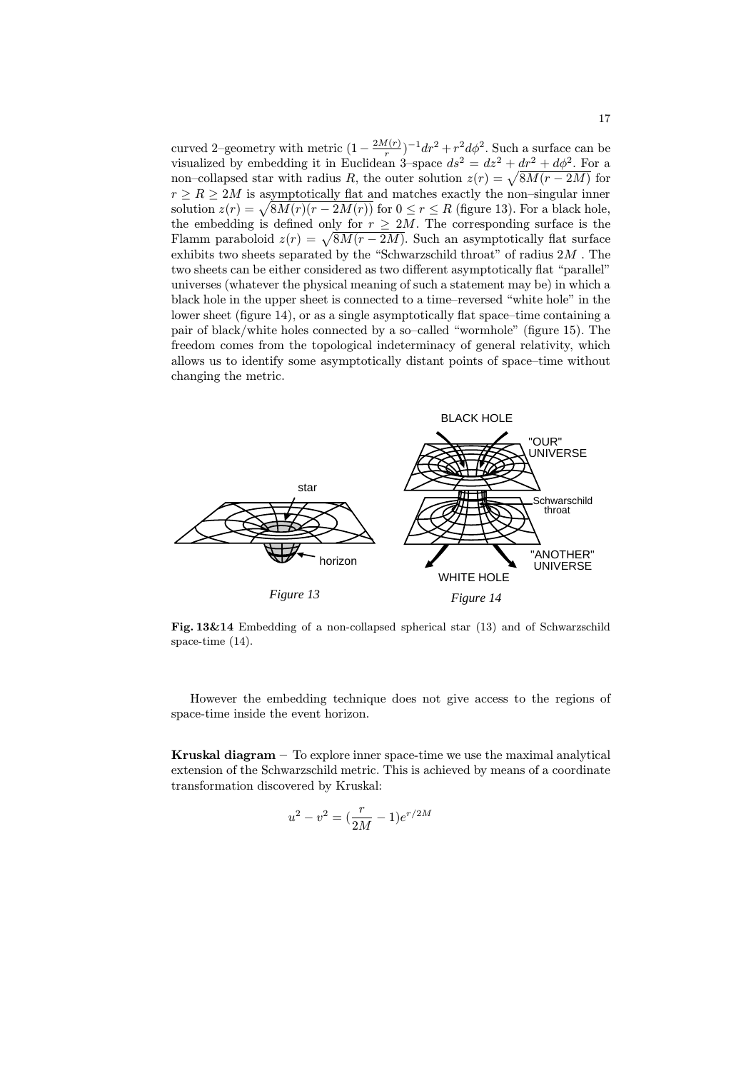curved 2–geometry with metric $(1 - \frac{2M(r)}{r})^{-1}dr^2 + r^2 d\phi^2$. Such a surface can be visualized by embedding it in Euclidean 3–space $ds^2 = dz^2 + dr^2 + d\phi^2$. For a non–collapsed star with radius $R$, the outer solution $z(r) = \sqrt{8M(r - 2M)}$ for $r \geq R \geq 2M$ is asymptotically flat and matches exactly the non–singular inner solution $z(r) = \sqrt{8M(r)(r - 2M(r))}$ for $0 \leq r \leq R$ (figure 13). For a black hole, the embedding is defined only for $r \geq 2M$. The corresponding surface is the Flamm paraboloid $z(r) = \sqrt{8M(r - 2M)}$. Such an asymptotically flat surface exhibits two sheets separated by the "Schwarzschild throat" of radius $2M$ . The two sheets can be either considered as two different asymptotically flat "parallel" universes (whatever the physical meaning of such a statement may be) in which a black hole in the upper sheet is connected to a time–reversed "white hole" in the lower sheet (figure 14), or as a single asymptotically flat space–time containing a pair of black/white holes connected by a so–called "wormhole" (figure 15). The freedom comes from the topological indeterminacy of general relativity, which allows us to identify some asymptotically distant points of space–time without changing the metric.

*Figure 13*

*Figure 14*

**Fig. 13&14** Embedding of a non-collapsed spherical star (13) and of Schwarzschild space-time (14).

However the embedding technique does not give access to the regions of space-time inside the event horizon.

**Kruskal diagram** – To explore inner space-time we use the maximal analytical extension of the Schwarzschild metric. This is achieved by means of a coordinate transformation discovered by Kruskal:

$$u^2 - v^2 = (\frac{r}{2M} - 1)e^{r/2M}$$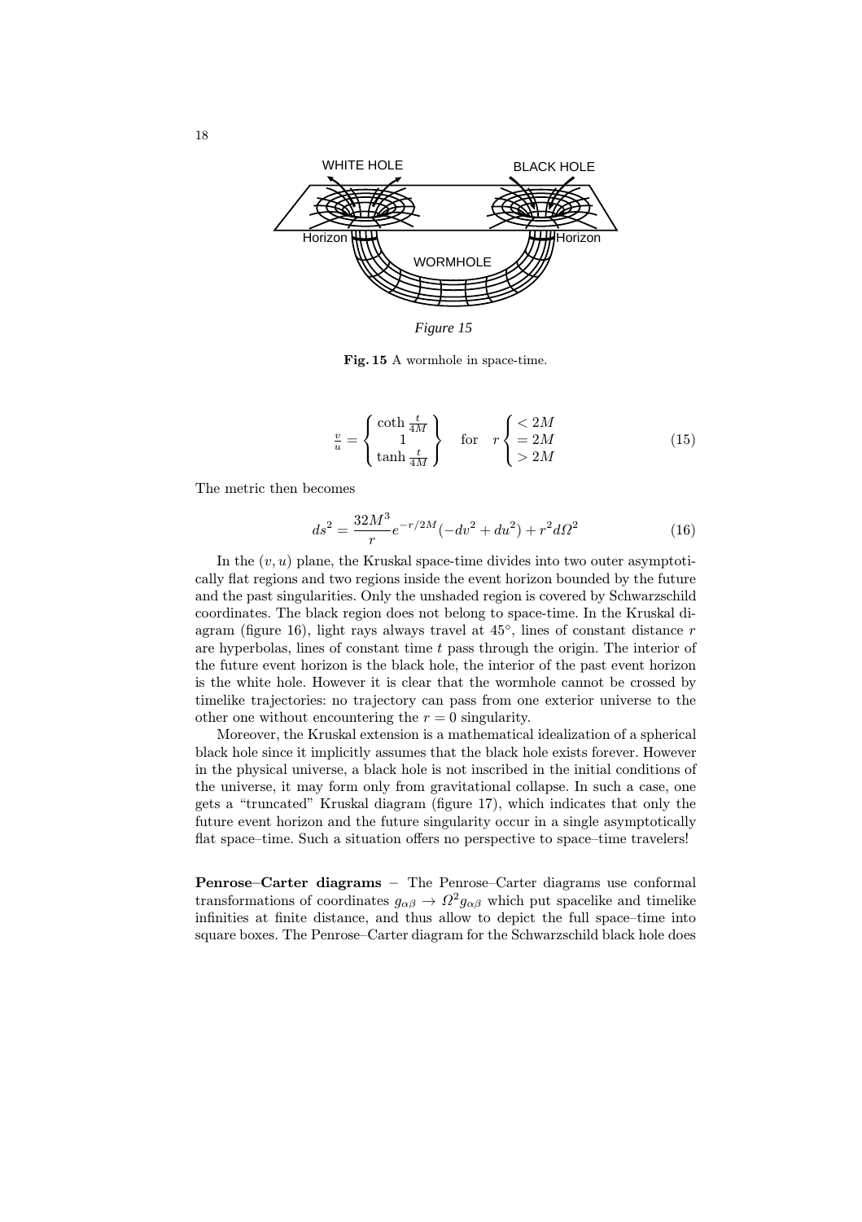Fig. 15 A wormhole in space-time.

$$\frac{v}{u} = \left\{ \begin{array}{c} \coth \frac{t}{4M} \\ 1 \\ \tanh \frac{t}{4M} \end{array} \right\} \quad \text{for} \quad r \left\{ \begin{array}{l} < 2M \\ = 2M \\ > 2M \end{array} \right. \tag{15}$$

The metric then becomes

$$ds^2 = \frac{32M^3}{r} e^{-r/2M}(-dv^2 + du^2) + r^2 d\Omega^2 \tag{16}$$

In the $(v, u)$ plane, the Kruskal space-time divides into two outer asymptotically flat regions and two regions inside the event horizon bounded by the future and the past singularities. Only the unshaded region is covered by Schwarzschild coordinates. The black region does not belong to space-time. In the Kruskal diagram (figure 16), light rays always travel at $45°$, lines of constant distance $r$ are hyperbolas, lines of constant time $t$ pass through the origin. The interior of the future event horizon is the black hole, the interior of the past event horizon is the white hole. However it is clear that the wormhole cannot be crossed by timelike trajectories: no trajectory can pass from one exterior universe to the other one without encountering the $r = 0$ singularity.

Moreover, the Kruskal extension is a mathematical idealization of a spherical black hole since it implicitly assumes that the black hole exists forever. However in the physical universe, a black hole is not inscribed in the initial conditions of the universe, it may form only from gravitational collapse. In such a case, one gets a "truncated" Kruskal diagram (figure 17), which indicates that only the future event horizon and the future singularity occur in a single asymptotically flat space–time. Such a situation offers no perspective to space–time travelers!

**Penrose–Carter diagrams** – The Penrose–Carter diagrams use conformal transformations of coordinates $g_{\alpha\beta} \rightarrow \Omega^2 g_{\alpha\beta}$ which put spacelike and timelike infinities at finite distance, and thus allow to depict the full space–time into square boxes. The Penrose–Carter diagram for the Schwarzschild black hole does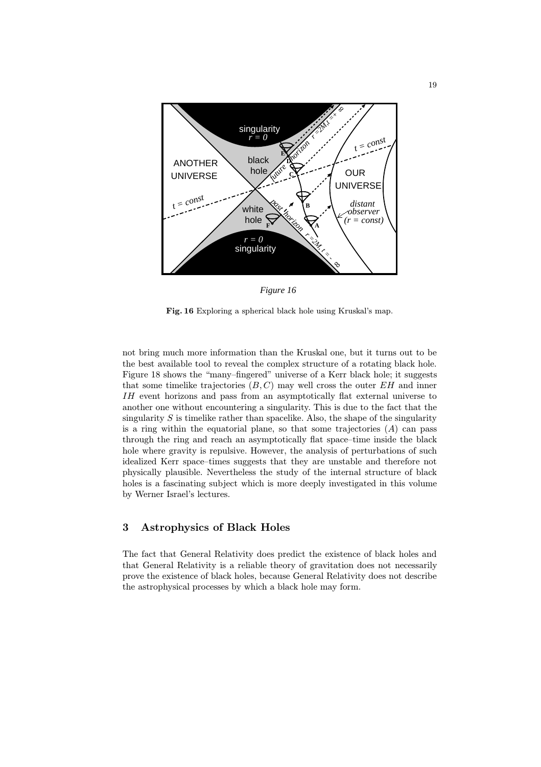*Figure 16*

**Fig. 16** Exploring a spherical black hole using Kruskal's map.

not bring much more information than the Kruskal one, but it turns out to be the best available tool to reveal the complex structure of a rotating black hole. Figure 18 shows the "many–fingered" universe of a Kerr black hole; it suggests that some timelike trajectories $(B, C)$ may well cross the outer $EH$ and inner $IH$ event horizons and pass from an asymptotically flat external universe to another one without encountering a singularity. This is due to the fact that the singularity $S$ is timelike rather than spacelike. Also, the shape of the singularity is a ring within the equatorial plane, so that some trajectories $(A)$ can pass through the ring and reach an asymptotically flat space–time inside the black hole where gravity is repulsive. However, the analysis of perturbations of such idealized Kerr space–times suggests that they are unstable and therefore not physically plausible. Nevertheless the study of the internal structure of black holes is a fascinating subject which is more deeply investigated in this volume by Werner Israel's lectures.

## 3 Astrophysics of Black Holes

The fact that General Relativity does predict the existence of black holes and that General Relativity is a reliable theory of gravitation does not necessarily prove the existence of black holes, because General Relativity does not describe the astrophysical processes by which a black hole may form.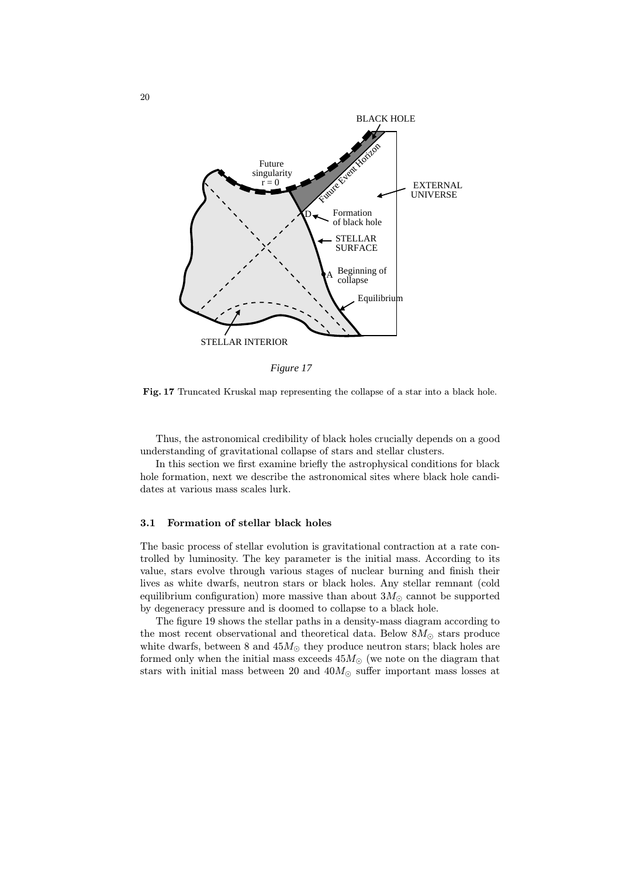*Figure 17*

**Fig. 17** Truncated Kruskal map representing the collapse of a star into a black hole.

Thus, the astronomical credibility of black holes crucially depends on a good understanding of gravitational collapse of stars and stellar clusters.

In this section we first examine briefly the astrophysical conditions for black hole formation, next we describe the astronomical sites where black hole candidates at various mass scales lurk.

### 3.1 Formation of stellar black holes

The basic process of stellar evolution is gravitational contraction at a rate controlled by luminosity. The key parameter is the initial mass. According to its value, stars evolve through various stages of nuclear burning and finish their lives as white dwarfs, neutron stars or black holes. Any stellar remnant (cold equilibrium configuration) more massive than about $3M_{\odot}$ cannot be supported by degeneracy pressure and is doomed to collapse to a black hole.

The figure 19 shows the stellar paths in a density-mass diagram according to the most recent observational and theoretical data. Below $8M_{\odot}$ stars produce white dwarfs, between 8 and $45M_{\odot}$ they produce neutron stars; black holes are formed only when the initial mass exceeds $45M_{\odot}$ (we note on the diagram that stars with initial mass between 20 and $40M_{\odot}$ suffer important mass losses at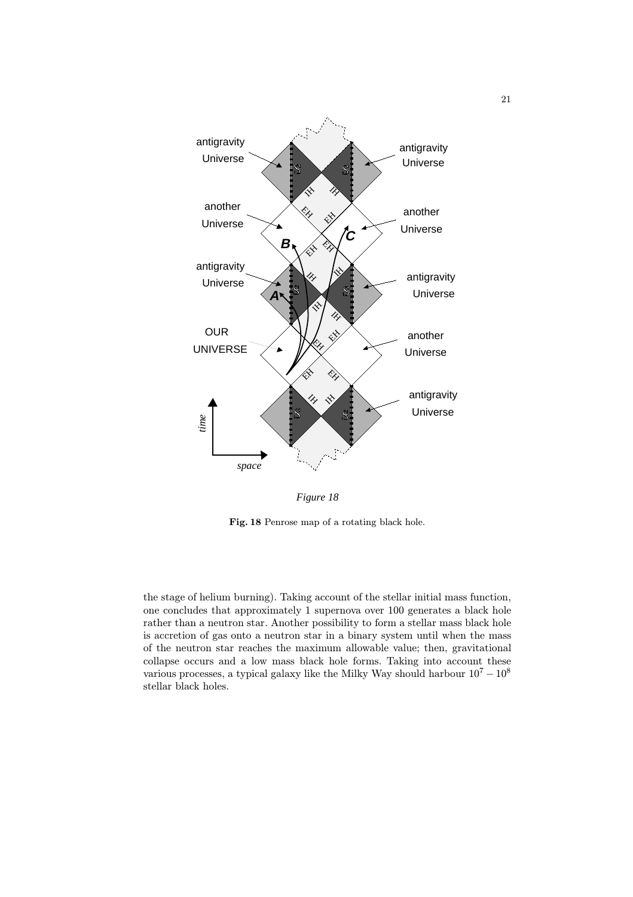*Figure 18*

**Fig. 18** Penrose map of a rotating black hole.

the stage of helium burning). Taking account of the stellar initial mass function, one concludes that approximately 1 supernova over 100 generates a black hole rather than a neutron star. Another possibility to form a stellar mass black hole is accretion of gas onto a neutron star in a binary system until when the mass of the neutron star reaches the maximum allowable value; then, gravitational collapse occurs and a low mass black hole forms. Taking into account these various processes, a typical galaxy like the Milky Way should harbour $10^7 - 10^8$ stellar black holes.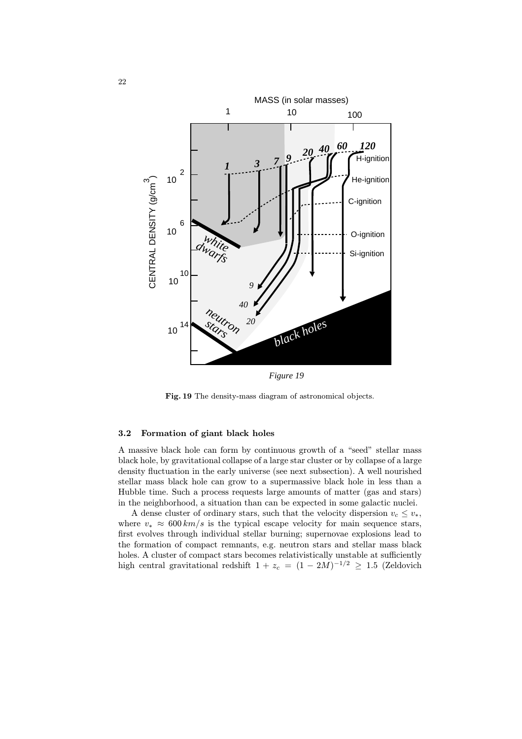*Figure 19*

**Fig. 19** The density-mass diagram of astronomical objects.

### 3.2 Formation of giant black holes

A massive black hole can form by continuous growth of a "seed" stellar mass black hole, by gravitational collapse of a large star cluster or by collapse of a large density fluctuation in the early universe (see next subsection). A well nourished stellar mass black hole can grow to a supermassive black hole in less than a Hubble time. Such a process requests large amounts of matter (gas and stars) in the neighborhood, a situation than can be expected in some galactic nuclei.

A dense cluster of ordinary stars, such that the velocity dispersion $v_c \leq v_*$, where $v_* \approx 600\,km/s$ is the typical escape velocity for main sequence stars, first evolves through individual stellar burning; supernovae explosions lead to the formation of compact remnants, e.g. neutron stars and stellar mass black holes. A cluster of compact stars becomes relativistically unstable at sufficiently high central gravitational redshift $1 + z_c = (1 - 2M)^{-1/2} \geq 1.5$ (Zeldovich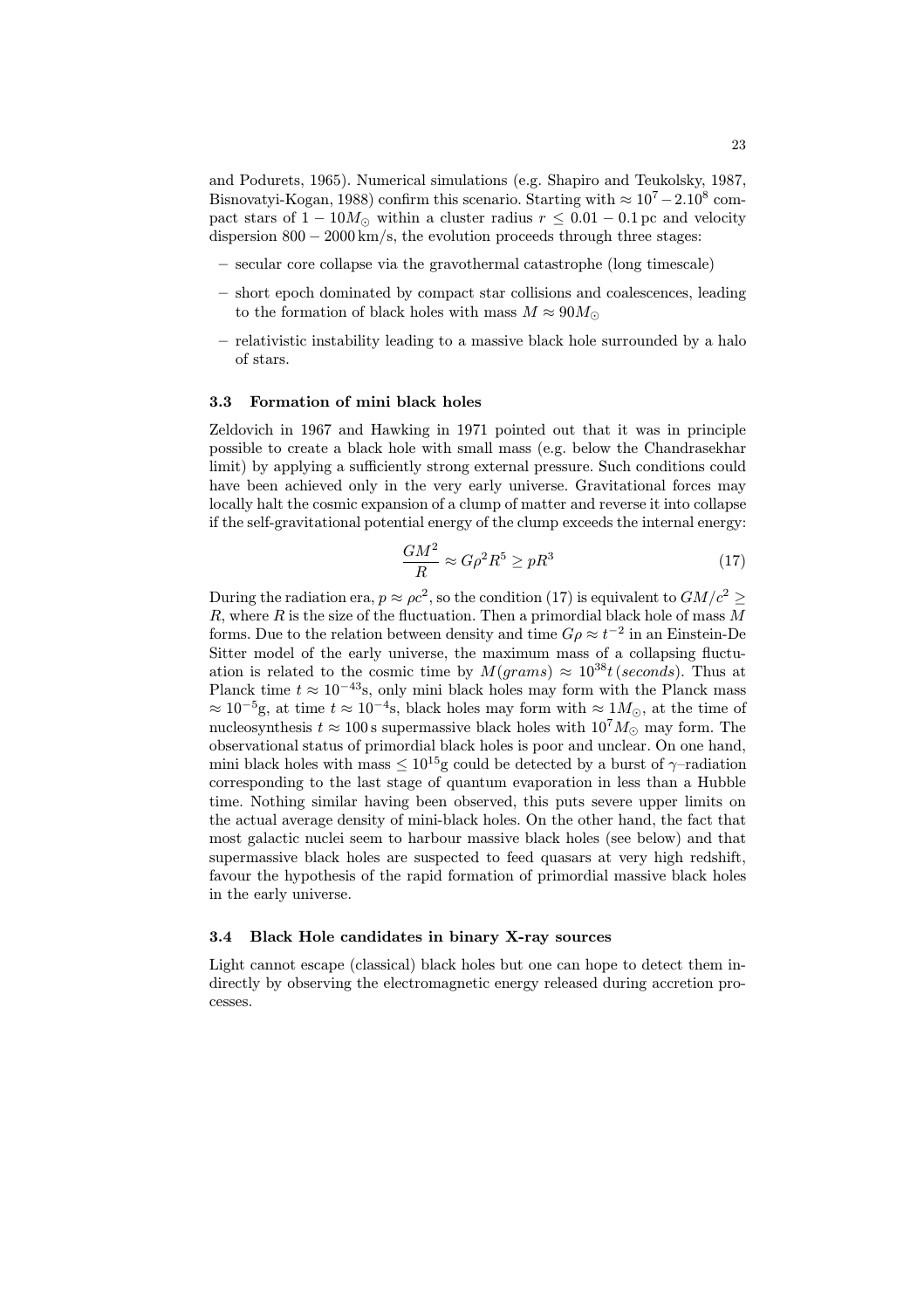and Podurets, 1965). Numerical simulations (e.g. Shapiro and Teukolsky, 1987, Bisnovatyi-Kogan, 1988) confirm this scenario. Starting with $\approx 10^7 - 2.10^8$ compact stars of $1 - 10 M_\odot$ within a cluster radius $r \leq 0.01 - 0.1$ pc and velocity dispersion $800 - 2000$ km/s, the evolution proceeds through three stages:

– secular core collapse via the gravothermal catastrophe (long timescale)

– short epoch dominated by compact star collisions and coalescences, leading to the formation of black holes with mass $M \approx 90 M_\odot$

– relativistic instability leading to a massive black hole surrounded by a halo of stars.

### 3.3 Formation of mini black holes

Zeldovich in 1967 and Hawking in 1971 pointed out that it was in principle possible to create a black hole with small mass (e.g. below the Chandrasekhar limit) by applying a sufficiently strong external pressure. Such conditions could have been achieved only in the very early universe. Gravitational forces may locally halt the cosmic expansion of a clump of matter and reverse it into collapse if the self-gravitational potential energy of the clump exceeds the internal energy:

$$\frac{GM^2}{R} \approx G\rho^2 R^5 \geq pR^3 \tag{17}$$

During the radiation era, $p \approx \rho c^2$, so the condition (17) is equivalent to $GM/c^2 \geq R$, where $R$ is the size of the fluctuation. Then a primordial black hole of mass $M$ forms. Due to the relation between density and time $G\rho \approx t^{-2}$ in an Einstein-De Sitter model of the early universe, the maximum mass of a collapsing fluctuation is related to the cosmic time by $M(grams) \approx 10^{38} t\,(seconds)$. Thus at Planck time $t \approx 10^{-43}$s, only mini black holes may form with the Planck mass $\approx 10^{-5}$g, at time $t \approx 10^{-4}$s, black holes may form with $\approx 1 M_\odot$, at the time of nucleosynthesis $t \approx 100$ s supermassive black holes with $10^7 M_\odot$ may form. The observational status of primordial black holes is poor and unclear. On one hand, mini black holes with mass $\leq 10^{15}$g could be detected by a burst of $\gamma$–radiation corresponding to the last stage of quantum evaporation in less than a Hubble time. Nothing similar having been observed, this puts severe upper limits on the actual average density of mini-black holes. On the other hand, the fact that most galactic nuclei seem to harbour massive black holes (see below) and that supermassive black holes are suspected to feed quasars at very high redshift, favour the hypothesis of the rapid formation of primordial massive black holes in the early universe.

### 3.4 Black Hole candidates in binary X-ray sources

Light cannot escape (classical) black holes but one can hope to detect them indirectly by observing the electromagnetic energy released during accretion processes.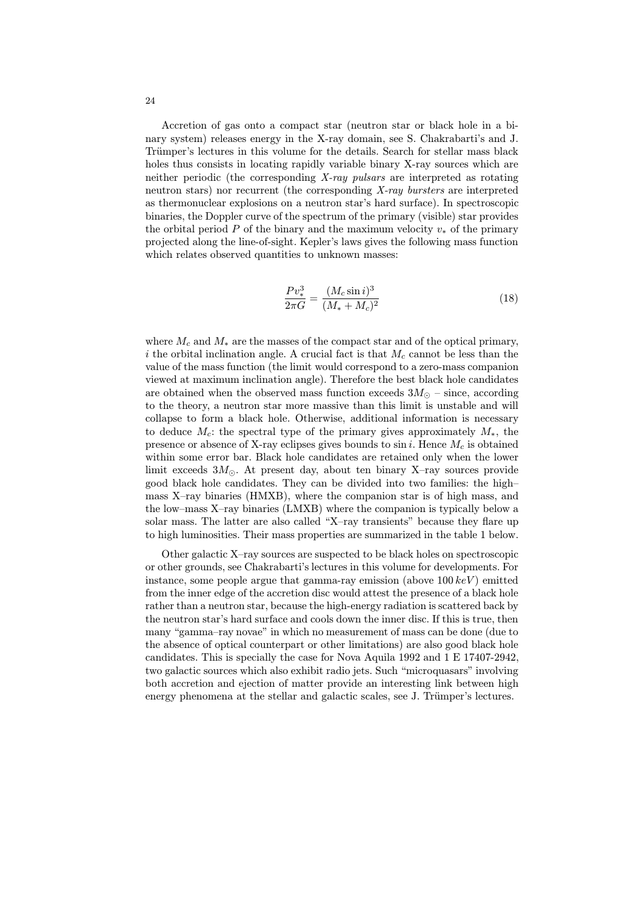Accretion of gas onto a compact star (neutron star or black hole in a binary system) releases energy in the X-ray domain, see S. Chakrabarti's and J. Trümper's lectures in this volume for the details. Search for stellar mass black holes thus consists in locating rapidly variable binary X-ray sources which are neither periodic (the corresponding *X-ray pulsars* are interpreted as rotating neutron stars) nor recurrent (the corresponding *X-ray bursters* are interpreted as thermonuclear explosions on a neutron star's hard surface). In spectroscopic binaries, the Doppler curve of the spectrum of the primary (visible) star provides the orbital period $P$ of the binary and the maximum velocity $v_*$ of the primary projected along the line-of-sight. Kepler's laws gives the following mass function which relates observed quantities to unknown masses:

$$\frac{Pv_*^3}{2\pi G} = \frac{(M_c \sin i)^3}{(M_* + M_c)^2} \tag{18}$$

where $M_c$ and $M_*$ are the masses of the compact star and of the optical primary, $i$ the orbital inclination angle. A crucial fact is that $M_c$ cannot be less than the value of the mass function (the limit would correspond to a zero-mass companion viewed at maximum inclination angle). Therefore the best black hole candidates are obtained when the observed mass function exceeds $3M_\odot$ – since, according to the theory, a neutron star more massive than this limit is unstable and will collapse to form a black hole. Otherwise, additional information is necessary to deduce $M_c$: the spectral type of the primary gives approximately $M_*$, the presence or absence of X-ray eclipses gives bounds to $\sin i$. Hence $M_c$ is obtained within some error bar. Black hole candidates are retained only when the lower limit exceeds $3M_\odot$. At present day, about ten binary X–ray sources provide good black hole candidates. They can be divided into two families: the high–mass X–ray binaries (HMXB), where the companion star is of high mass, and the low–mass X–ray binaries (LMXB) where the companion is typically below a solar mass. The latter are also called "X–ray transients" because they flare up to high luminosities. Their mass properties are summarized in the table 1 below.

Other galactic X–ray sources are suspected to be black holes on spectroscopic or other grounds, see Chakrabarti's lectures in this volume for developments. For instance, some people argue that gamma-ray emission (above $100\,keV$) emitted from the inner edge of the accretion disc would attest the presence of a black hole rather than a neutron star, because the high-energy radiation is scattered back by the neutron star's hard surface and cools down the inner disc. If this is true, then many "gamma–ray novae" in which no measurement of mass can be done (due to the absence of optical counterpart or other limitations) are also good black hole candidates. This is specially the case for Nova Aquila 1992 and 1 E 17407-2942, two galactic sources which also exhibit radio jets. Such "microquasars" involving both accretion and ejection of matter provide an interesting link between high energy phenomena at the stellar and galactic scales, see J. Trümper's lectures.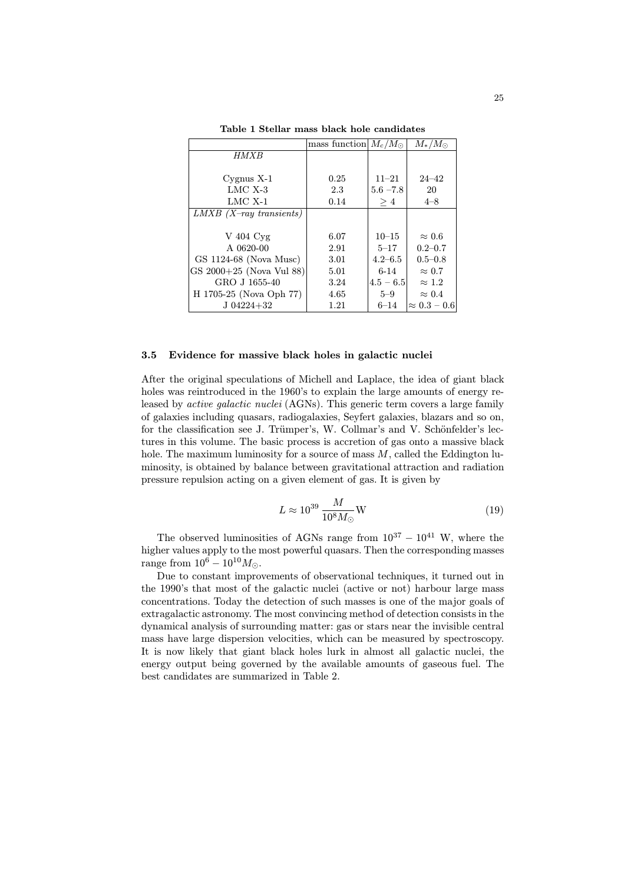**Table 1 Stellar mass black hole candidates**

| | mass function | $M_c/M_\odot$ | $M_*/M_\odot$ |
|---|---|---|---|
| *HMXB* | | | |
| Cygnus X-1 | 0.25 | 11–21 | 24–42 |
| LMC X-3 | 2.3 | 5.6 –7.8 | 20 |
| LMC X-1 | 0.14 | $\geq 4$ | 4–8 |
| *LMXB (X–ray transients)* | | | |
| V 404 Cyg | 6.07 | 10–15 | $\approx 0.6$ |
| A 0620-00 | 2.91 | 5–17 | 0.2–0.7 |
| GS 1124-68 (Nova Musc) | 3.01 | 4.2–6.5 | 0.5–0.8 |
| GS 2000+25 (Nova Vul 88) | 5.01 | 6-14 | $\approx 0.7$ |
| GRO J 1655-40 | 3.24 | $4.5 - 6.5$ | $\approx 1.2$ |
| H 1705-25 (Nova Oph 77) | 4.65 | 5–9 | $\approx 0.4$ |
| J 04224+32 | 1.21 | 6–14 | $\approx 0.3 - 0.6$ |

### 3.5 Evidence for massive black holes in galactic nuclei

After the original speculations of Michell and Laplace, the idea of giant black holes was reintroduced in the 1960's to explain the large amounts of energy released by *active galactic nuclei* (AGNs). This generic term covers a large family of galaxies including quasars, radiogalaxies, Seyfert galaxies, blazars and so on, for the classification see J. Trümper's, W. Collmar's and V. Schönfelder's lectures in this volume. The basic process is accretion of gas onto a massive black hole. The maximum luminosity for a source of mass $M$, called the Eddington luminosity, is obtained by balance between gravitational attraction and radiation pressure repulsion acting on a given element of gas. It is given by

$$L \approx 10^{39} \, \frac{M}{10^8 M_\odot} \mathrm{W} \tag{19}$$

The observed luminosities of AGNs range from $10^{37} - 10^{41}$ W, where the higher values apply to the most powerful quasars. Then the corresponding masses range from $10^6 - 10^{10} M_\odot$.

Due to constant improvements of observational techniques, it turned out in the 1990's that most of the galactic nuclei (active or not) harbour large mass concentrations. Today the detection of such masses is one of the major goals of extragalactic astronomy. The most convincing method of detection consists in the dynamical analysis of surrounding matter: gas or stars near the invisible central mass have large dispersion velocities, which can be measured by spectroscopy. It is now likely that giant black holes lurk in almost all galactic nuclei, the energy output being governed by the available amounts of gaseous fuel. The best candidates are summarized in Table 2.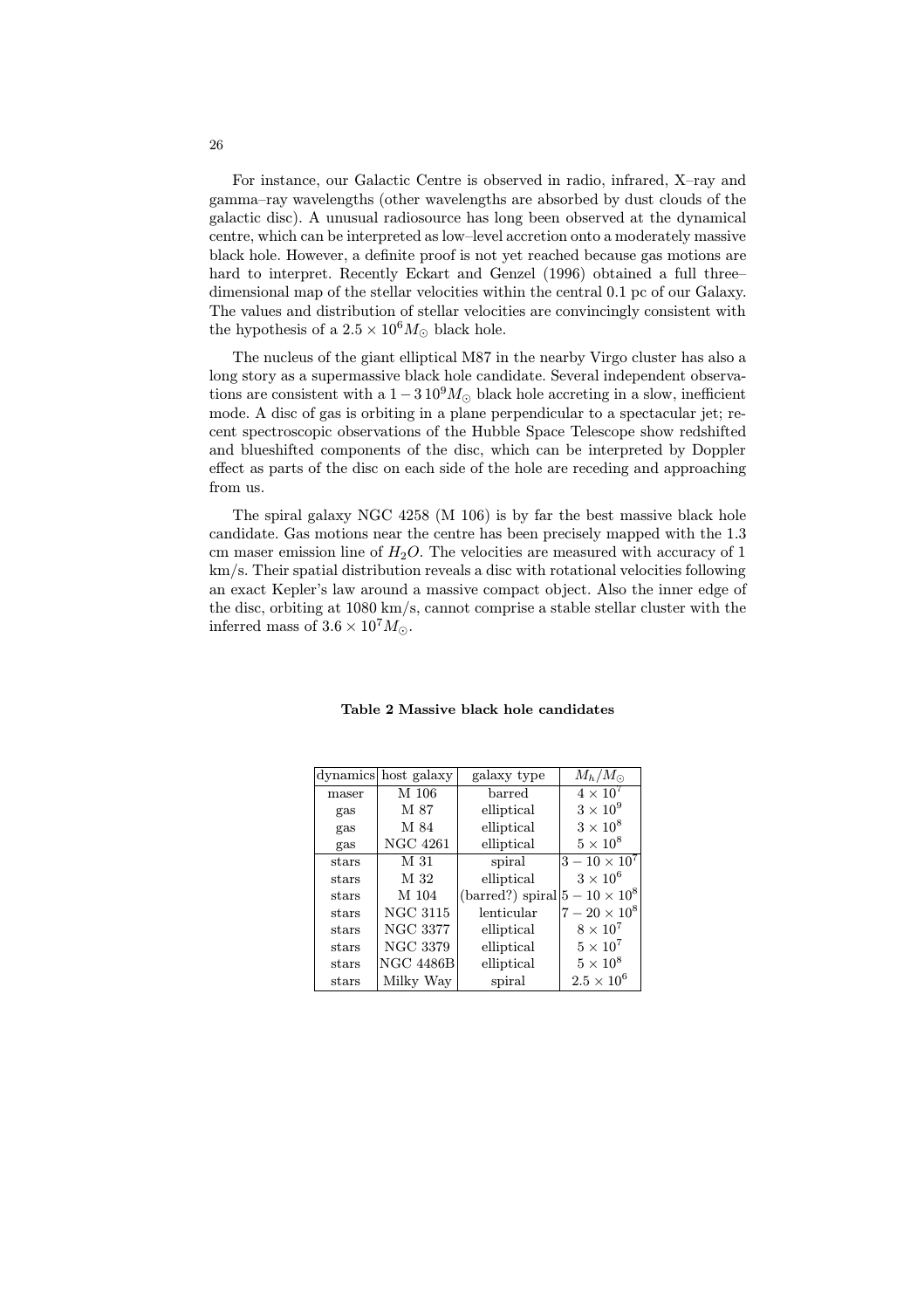For instance, our Galactic Centre is observed in radio, infrared, X–ray and gamma–ray wavelengths (other wavelengths are absorbed by dust clouds of the galactic disc). A unusual radiosource has long been observed at the dynamical centre, which can be interpreted as low–level accretion onto a moderately massive black hole. However, a definite proof is not yet reached because gas motions are hard to interpret. Recently Eckart and Genzel (1996) obtained a full three–dimensional map of the stellar velocities within the central 0.1 pc of our Galaxy. The values and distribution of stellar velocities are convincingly consistent with the hypothesis of a $2.5 \times 10^6 M_\odot$ black hole.

The nucleus of the giant elliptical M87 in the nearby Virgo cluster has also a long story as a supermassive black hole candidate. Several independent observations are consistent with a $1 - 3\,10^9 M_\odot$ black hole accreting in a slow, inefficient mode. A disc of gas is orbiting in a plane perpendicular to a spectacular jet; recent spectroscopic observations of the Hubble Space Telescope show redshifted and blueshifted components of the disc, which can be interpreted by Doppler effect as parts of the disc on each side of the hole are receding and approaching from us.

The spiral galaxy NGC 4258 (M 106) is by far the best massive black hole candidate. Gas motions near the centre has been precisely mapped with the 1.3 cm maser emission line of $H_2O$. The velocities are measured with accuracy of 1 km/s. Their spatial distribution reveals a disc with rotational velocities following an exact Kepler's law around a massive compact object. Also the inner edge of the disc, orbiting at 1080 km/s, cannot comprise a stable stellar cluster with the inferred mass of $3.6 \times 10^7 M_\odot$.

**Table 2 Massive black hole candidates**

| dynamics | host galaxy | galaxy type | $M_h/M_\odot$ |
|---|---|---|---|
| maser | M 106 | barred | $4 \times 10^7$ |
| gas | M 87 | elliptical | $3 \times 10^9$ |
| gas | M 84 | elliptical | $3 \times 10^8$ |
| gas | NGC 4261 | elliptical | $5 \times 10^8$ |
| stars | M 31 | spiral | $3 - 10 \times 10^7$ |
| stars | M 32 | elliptical | $3 \times 10^6$ |
| stars | M 104 | (barred?) spiral | $5 - 10 \times 10^8$ |
| stars | NGC 3115 | lenticular | $7 - 20 \times 10^8$ |
| stars | NGC 3377 | elliptical | $8 \times 10^7$ |
| stars | NGC 3379 | elliptical | $5 \times 10^7$ |
| stars | NGC 4486B | elliptical | $5 \times 10^8$ |
| stars | Milky Way | spiral | $2.5 \times 10^6$ |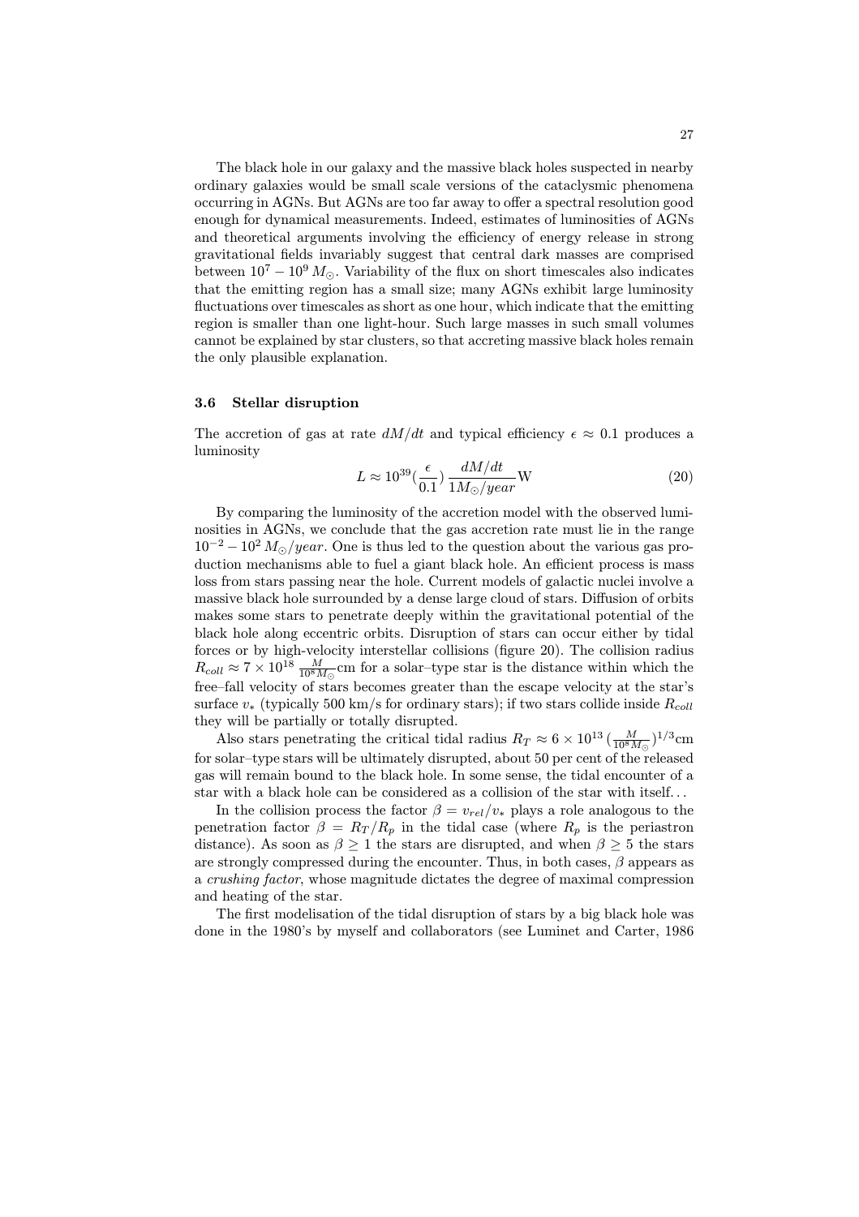The black hole in our galaxy and the massive black holes suspected in nearby ordinary galaxies would be small scale versions of the cataclysmic phenomena occurring in AGNs. But AGNs are too far away to offer a spectral resolution good enough for dynamical measurements. Indeed, estimates of luminosities of AGNs and theoretical arguments involving the efficiency of energy release in strong gravitational fields invariably suggest that central dark masses are comprised between $10^7 - 10^9\,M_{\odot}$. Variability of the flux on short timescales also indicates that the emitting region has a small size; many AGNs exhibit large luminosity fluctuations over timescales as short as one hour, which indicate that the emitting region is smaller than one light-hour. Such large masses in such small volumes cannot be explained by star clusters, so that accreting massive black holes remain the only plausible explanation.

### 3.6 Stellar disruption

The accretion of gas at rate $dM/dt$ and typical efficiency $\epsilon \approx 0.1$ produces a luminosity

$$L \approx 10^{39}(\frac{\epsilon}{0.1})\,\frac{dM/dt}{1M_{\odot}/year}\mathrm{W} \tag{20}$$

By comparing the luminosity of the accretion model with the observed luminosities in AGNs, we conclude that the gas accretion rate must lie in the range $10^{-2} - 10^{2}\,M_{\odot}/year$. One is thus led to the question about the various gas production mechanisms able to fuel a giant black hole. An efficient process is mass loss from stars passing near the hole. Current models of galactic nuclei involve a massive black hole surrounded by a dense large cloud of stars. Diffusion of orbits makes some stars to penetrate deeply within the gravitational potential of the black hole along eccentric orbits. Disruption of stars can occur either by tidal forces or by high-velocity interstellar collisions (figure 20). The collision radius $R_{coll} \approx 7 \times 10^{18}\,\frac{M}{10^8 M_{\odot}}$cm for a solar–type star is the distance within which the free–fall velocity of stars becomes greater than the escape velocity at the star's surface $v_*$ (typically 500 km/s for ordinary stars); if two stars collide inside $R_{coll}$ they will be partially or totally disrupted.

Also stars penetrating the critical tidal radius $R_T \approx 6 \times 10^{13}\,(\frac{M}{10^8 M_{\odot}})^{1/3}$cm for solar–type stars will be ultimately disrupted, about 50 per cent of the released gas will remain bound to the black hole. In some sense, the tidal encounter of a star with a black hole can be considered as a collision of the star with itself...

In the collision process the factor $\beta = v_{rel}/v_*$ plays a role analogous to the penetration factor $\beta = R_T/R_p$ in the tidal case (where $R_p$ is the periastron distance). As soon as $\beta \geq 1$ the stars are disrupted, and when $\beta \geq 5$ the stars are strongly compressed during the encounter. Thus, in both cases, $\beta$ appears as a *crushing factor*, whose magnitude dictates the degree of maximal compression and heating of the star.

The first modelisation of the tidal disruption of stars by a big black hole was done in the 1980's by myself and collaborators (see Luminet and Carter, 1986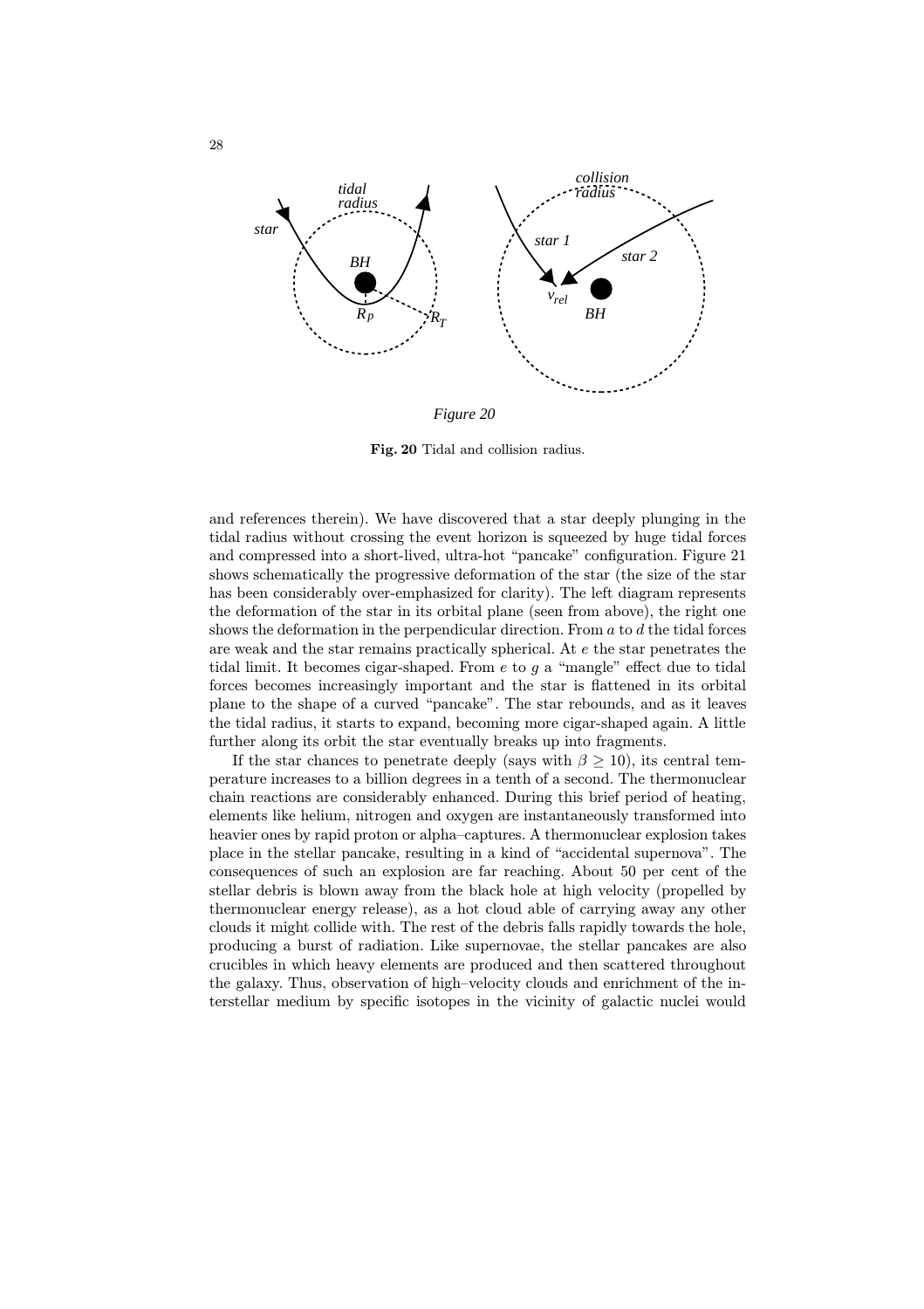tidal radius

star

BH

$R_p$

$R_T$

collision radius

star 1

star 2

$v_{rel}$

BH

*Figure 20*

**Fig. 20** Tidal and collision radius.

and references therein). We have discovered that a star deeply plunging in the tidal radius without crossing the event horizon is squeezed by huge tidal forces and compressed into a short-lived, ultra-hot "pancake" configuration. Figure 21 shows schematically the progressive deformation of the star (the size of the star has been considerably over-emphasized for clarity). The left diagram represents the deformation of the star in its orbital plane (seen from above), the right one shows the deformation in the perpendicular direction. From $a$ to $d$ the tidal forces are weak and the star remains practically spherical. At $e$ the star penetrates the tidal limit. It becomes cigar-shaped. From $e$ to $g$ a "mangle" effect due to tidal forces becomes increasingly important and the star is flattened in its orbital plane to the shape of a curved "pancake". The star rebounds, and as it leaves the tidal radius, it starts to expand, becoming more cigar-shaped again. A little further along its orbit the star eventually breaks up into fragments.

If the star chances to penetrate deeply (says with $\beta \geq 10$), its central temperature increases to a billion degrees in a tenth of a second. The thermonuclear chain reactions are considerably enhanced. During this brief period of heating, elements like helium, nitrogen and oxygen are instantaneously transformed into heavier ones by rapid proton or alpha–captures. A thermonuclear explosion takes place in the stellar pancake, resulting in a kind of "accidental supernova". The consequences of such an explosion are far reaching. About 50 per cent of the stellar debris is blown away from the black hole at high velocity (propelled by thermonuclear energy release), as a hot cloud able of carrying away any other clouds it might collide with. The rest of the debris falls rapidly towards the hole, producing a burst of radiation. Like supernovae, the stellar pancakes are also crucibles in which heavy elements are produced and then scattered throughout the galaxy. Thus, observation of high–velocity clouds and enrichment of the interstellar medium by specific isotopes in the vicinity of galactic nuclei would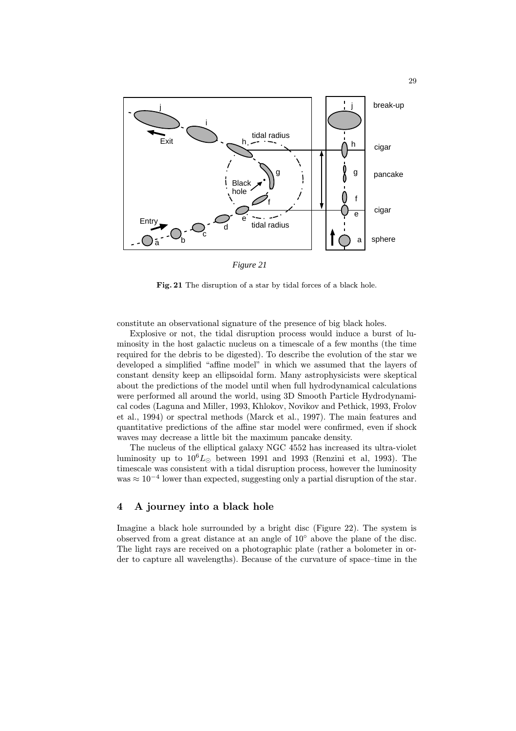*Figure 21*

**Fig. 21** The disruption of a star by tidal forces of a black hole.

constitute an observational signature of the presence of big black holes.

Explosive or not, the tidal disruption process would induce a burst of luminosity in the host galactic nucleus on a timescale of a few months (the time required for the debris to be digested). To describe the evolution of the star we developed a simplified "affine model" in which we assumed that the layers of constant density keep an ellipsoidal form. Many astrophysicists were skeptical about the predictions of the model until when full hydrodynamical calculations were performed all around the world, using 3D Smooth Particle Hydrodynamical codes (Laguna and Miller, 1993, Khlokov, Novikov and Pethick, 1993, Frolov et al., 1994) or spectral methods (Marck et al., 1997). The main features and quantitative predictions of the affine star model were confirmed, even if shock waves may decrease a little bit the maximum pancake density.

The nucleus of the elliptical galaxy NGC 4552 has increased its ultra-violet luminosity up to $10^6 L_\odot$ between 1991 and 1993 (Renzini et al, 1993). The timescale was consistent with a tidal disruption process, however the luminosity was $\approx 10^{-4}$ lower than expected, suggesting only a partial disruption of the star.

## 4 A journey into a black hole

Imagine a black hole surrounded by a bright disc (Figure 22). The system is observed from a great distance at an angle of $10°$ above the plane of the disc. The light rays are received on a photographic plate (rather a bolometer in order to capture all wavelengths). Because of the curvature of space–time in the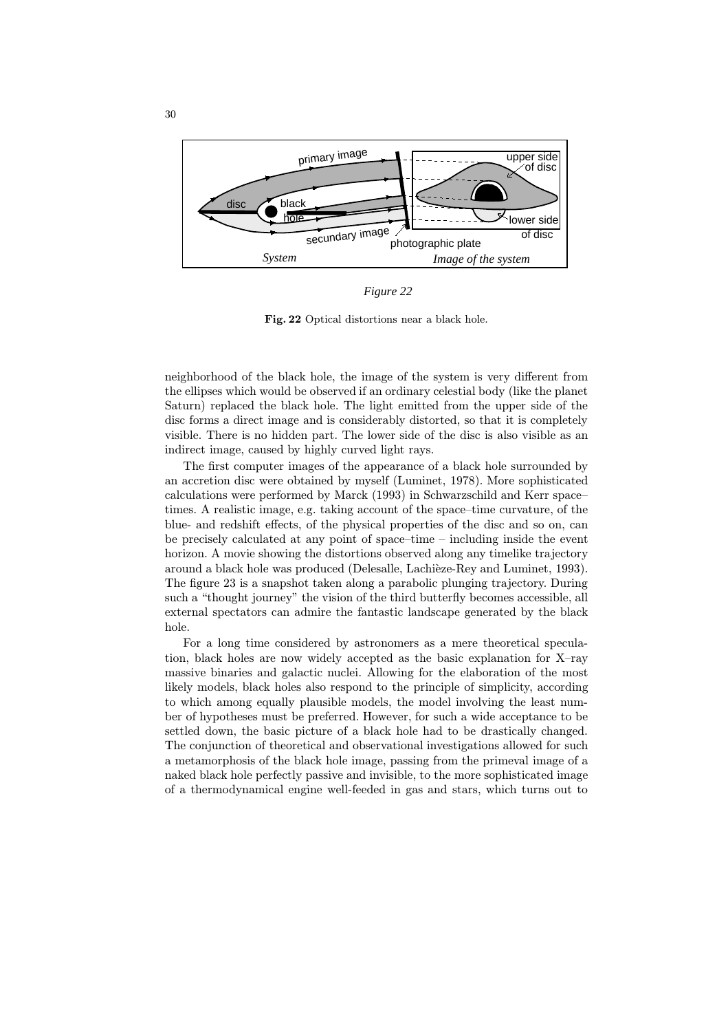*Figure 22*

**Fig. 22** Optical distortions near a black hole.

neighborhood of the black hole, the image of the system is very different from the ellipses which would be observed if an ordinary celestial body (like the planet Saturn) replaced the black hole. The light emitted from the upper side of the disc forms a direct image and is considerably distorted, so that it is completely visible. There is no hidden part. The lower side of the disc is also visible as an indirect image, caused by highly curved light rays.

The first computer images of the appearance of a black hole surrounded by an accretion disc were obtained by myself (Luminet, 1978). More sophisticated calculations were performed by Marck (1993) in Schwarzschild and Kerr space–times. A realistic image, e.g. taking account of the space–time curvature, of the blue- and redshift effects, of the physical properties of the disc and so on, can be precisely calculated at any point of space–time – including inside the event horizon. A movie showing the distortions observed along any timelike trajectory around a black hole was produced (Delesalle, Lachièze-Rey and Luminet, 1993). The figure 23 is a snapshot taken along a parabolic plunging trajectory. During such a "thought journey" the vision of the third butterfly becomes accessible, all external spectators can admire the fantastic landscape generated by the black hole.

For a long time considered by astronomers as a mere theoretical speculation, black holes are now widely accepted as the basic explanation for X–ray massive binaries and galactic nuclei. Allowing for the elaboration of the most likely models, black holes also respond to the principle of simplicity, according to which among equally plausible models, the model involving the least number of hypotheses must be preferred. However, for such a wide acceptance to be settled down, the basic picture of a black hole had to be drastically changed. The conjunction of theoretical and observational investigations allowed for such a metamorphosis of the black hole image, passing from the primeval image of a naked black hole perfectly passive and invisible, to the more sophisticated image of a thermodynamical engine well-feeded in gas and stars, which turns out to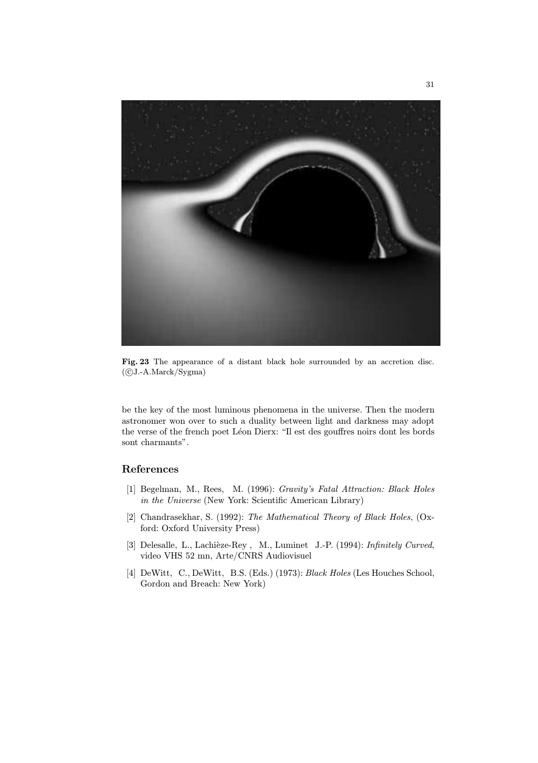**Fig. 23** The appearance of a distant black hole surrounded by an accretion disc. (©J.-A.Marck/Sygma)

be the key of the most luminous phenomena in the universe. Then the modern astronomer won over to such a duality between light and darkness may adopt the verse of the french poet Léon Dierx: "Il est des gouffres noirs dont les bords sont charmants".

## References

[1] Begelman, M., Rees, M. (1996): *Gravity's Fatal Attraction: Black Holes in the Universe* (New York: Scientific American Library)

[2] Chandrasekhar, S. (1992): *The Mathematical Theory of Black Holes*, (Oxford: Oxford University Press)

[3] Delesalle, L., Lachièze-Rey , M., Luminet J.-P. (1994): *Infinitely Curved*, video VHS 52 mn, Arte/CNRS Audiovisuel

[4] DeWitt, C., DeWitt, B.S. (Eds.) (1973): *Black Holes* (Les Houches School, Gordon and Breach: New York)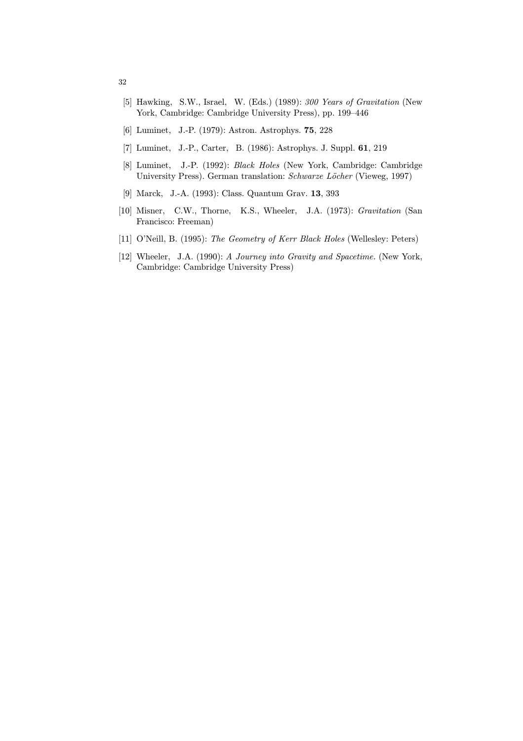[5] Hawking, S.W., Israel, W. (Eds.) (1989): *300 Years of Gravitation* (New York, Cambridge: Cambridge University Press), pp. 199–446

[6] Luminet, J.-P. (1979): Astron. Astrophys. **75**, 228

[7] Luminet, J.-P., Carter, B. (1986): Astrophys. J. Suppl. **61**, 219

[8] Luminet, J.-P. (1992): *Black Holes* (New York, Cambridge: Cambridge University Press). German translation: *Schwarze Löcher* (Vieweg, 1997)

[9] Marck, J.-A. (1993): Class. Quantum Grav. **13**, 393

[10] Misner, C.W., Thorne, K.S., Wheeler, J.A. (1973): *Gravitation* (San Francisco: Freeman)

[11] O'Neill, B. (1995): *The Geometry of Kerr Black Holes* (Wellesley: Peters)

[12] Wheeler, J.A. (1990): *A Journey into Gravity and Spacetime.* (New York, Cambridge: Cambridge University Press)